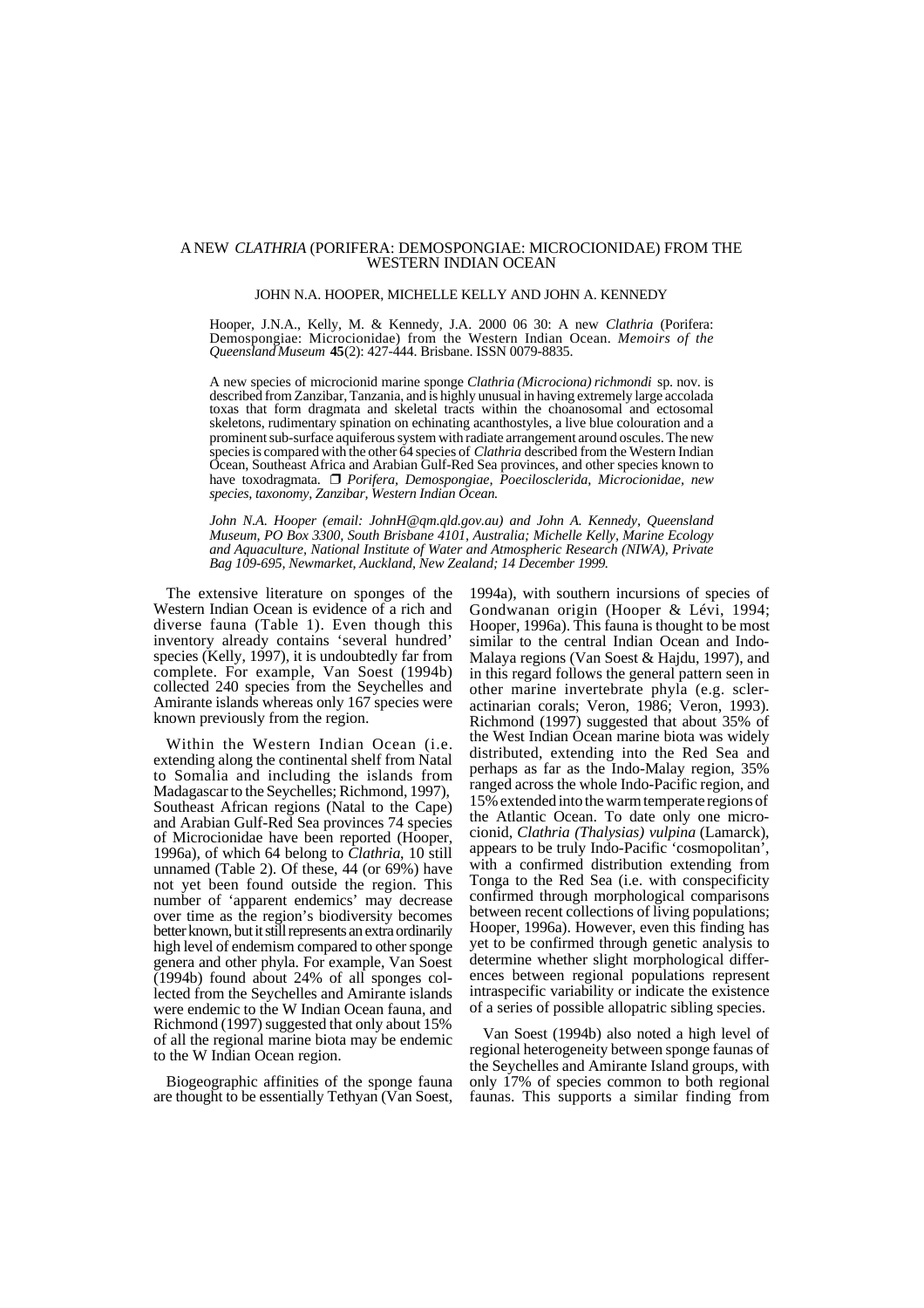# A NEW *CLATHRIA* (PORIFERA: DEMOSPONGIAE: MICROCIONIDAE) FROM THE WESTERN INDIAN OCEAN

JOHN N.A. HOOPER, MICHELLE KELLY AND JOHN A. KENNEDY

Hooper, J.N.A., Kelly, M. & Kennedy, J.A. 2000 06 30: A new *Clathria* (Porifera: Demospongiae: Microcionidae) from the Western Indian Ocean. *Memoirs of the Queensland Museum* **45**(2): 427-444. Brisbane. ISSN 0079-8835.

A new species of microcionid marine sponge *Clathria (Microciona) richmondi* sp. nov. is described from Zanzibar, Tanzania, and is highly unusual in having extremely large accolada toxas that form dragmata and skeletal tracts within the choanosomal and ectosomal skeletons, rudimentary spination on echinating acanthostyles, a live blue colouration and a prominent sub-surface aquiferous system with radiate arrangement around oscules. The new species is compared with the other 64 species of *Clathria* described from the Western Indian Ocean, Southeast Africa and Arabian Gulf-Red Sea provinces, and other species known to have toxodragmata. ❒ *Porifera, Demospongiae, Poecilosclerida, Microcionidae, new species, taxonomy, Zanzibar, Western Indian Ocean.*

*John N.A. Hooper (email: JohnH@qm.qld.gov.au) and John A. Kennedy, Queensland Museum, PO Box 3300, South Brisbane 4101, Australia; Michelle Kelly, Marine Ecology and Aquaculture, National Institute of Water and Atmospheric Research (NIWA), Private Bag 109-695, Newmarket, Auckland, New Zealand; 14 December 1999.*

The extensive literature on sponges of the Western Indian Ocean is evidence of a rich and diverse fauna (Table 1). Even though this inventory already contains 'several hundred' species (Kelly, 1997), it is undoubtedly far from complete. For example, Van Soest (1994b) collected 240 species from the Seychelles and Amirante islands whereas only 167 species were known previously from the region.

Within the Western Indian Ocean (i.e. extending along the continental shelf from Natal to Somalia and including the islands from Madagascar to the Seychelles; Richmond, 1997), Southeast African regions (Natal to the Cape) and Arabian Gulf-Red Sea provinces 74 species of Microcionidae have been reported (Hooper, 1996a), of which 64 belong to *Clathria*, 10 still unnamed (Table 2). Of these, 44 (or 69%) have not yet been found outside the region. This number of 'apparent endemics' may decrease over time as the region's biodiversity becomes better known, but it still represents an extra ordinarily high level of endemism compared to other sponge genera and other phyla. For example, Van Soest (1994b) found about 24% of all sponges collected from the Seychelles and Amirante islands were endemic to the W Indian Ocean fauna, and Richmond (1997) suggested that only about 15% of all the regional marine biota may be endemic to the W Indian Ocean region.

Biogeographic affinities of the sponge fauna are thought to be essentially Tethyan (Van Soest, 1994a), with southern incursions of species of Gondwanan origin (Hooper & Lévi, 1994; Hooper, 1996a). This fauna is thought to be most similar to the central Indian Ocean and Indo-Malaya regions (Van Soest & Hajdu, 1997), and in this regard follows the general pattern seen in other marine invertebrate phyla (e.g. scleractinarian corals; Veron, 1986; Veron, 1993). Richmond (1997) suggested that about 35% of the West Indian Ocean marine biota was widely distributed, extending into the Red Sea and perhaps as far as the Indo-Malay region, 35% ranged across the whole Indo-Pacific region, and 15% extended into the warm temperate regions of the Atlantic Ocean. To date only one microcionid, *Clathria (Thalysias) vulpina* (Lamarck), appears to be truly Indo-Pacific 'cosmopolitan', with a confirmed distribution extending from Tonga to the Red Sea (i.e. with conspecificity confirmed through morphological comparisons between recent collections of living populations; Hooper, 1996a). However, even this finding has yet to be confirmed through genetic analysis to determine whether slight morphological differences between regional populations represent intraspecific variability or indicate the existence of a series of possible allopatric sibling species.

Van Soest (1994b) also noted a high level of regional heterogeneity between sponge faunas of the Seychelles and Amirante Island groups, with only 17% of species common to both regional faunas. This supports a similar finding from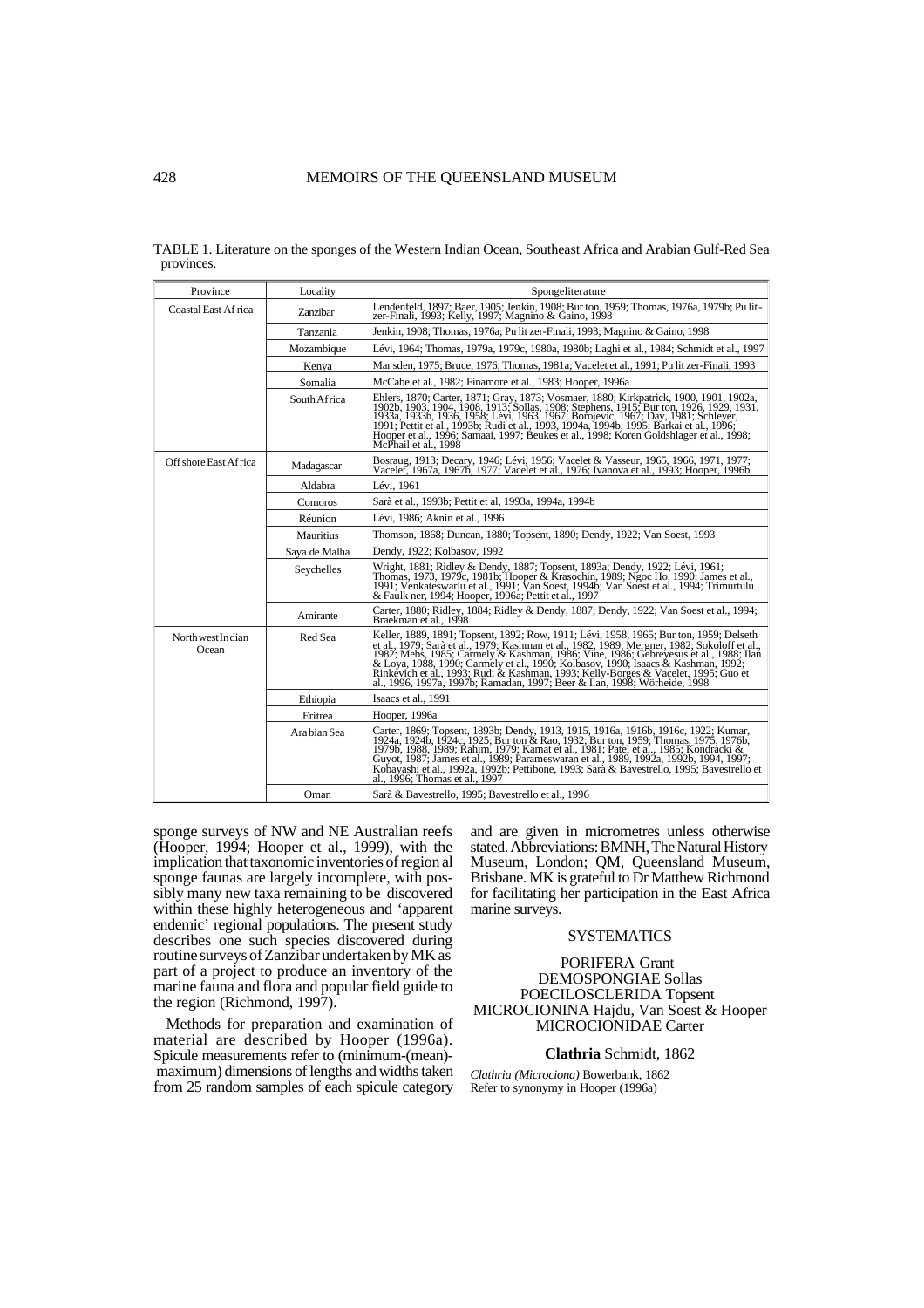TABLE 1. Literature on the sponges of the Western Indian Ocean, Southeast Africa and Arabian Gulf-Red Sea provinces.

| Province | Locality | Spongeliterature |
|---|---|---|
| Coastal East Africa | Zanzibar | Lendenfeld, 1897; Baer, 1905; Jenkin, 1908; Burton, 1959; Thomas, 1976a, 1979b; Pulitzer-Finali, 1993; Kelly, 1997; Magnino & Gaino, 1998 |
| | Tanzania | Jenkin, 1908; Thomas, 1976a; Pulitzer-Finali, 1993; Magnino & Gaino, 1998 |
| | Mozambique | Lévi, 1964; Thomas, 1979a, 1979c, 1980a, 1980b; Laghi et al., 1984; Schmidt et al., 1997 |
| | Kenya | Marsden, 1975; Bruce, 1976; Thomas, 1981a; Vacelet et al., 1991; Pulitzer-Finali, 1993 |
| | Somalia | McCabe et al., 1982; Finamore et al., 1983; Hooper, 1996a |
| | South Africa | Ehlers, 1870; Carter, 1871; Gray, 1873; Vosmaer, 1880; Kirkpatrick, 1900, 1901, 1902a, 1902b, 1903, 1904, 1908, 1913; Sollas, 1908; Stephens, 1915; Burton, 1926, 1929, 1931, 1933a, 1933b, 1936, 1958; Lévi, 1963, 1967; Borojevic, 1967; Day, 1981; Schleyer, 1991; Pettit et al., 1993b; Rudi et al., 1993, 1994a, 1994b, 1995; Barkai et al., 1996; Hooper et al., 1996; Samaai, 1997; Beukes et al., 1998; Koren Goldshlager et al., 1998; McPhail et al., 1998 |
| Offshore East Africa | Madagascar | Bosraug, 1913; Decary, 1946; Lévi, 1956; Vacelet & Vasseur, 1965, 1966, 1971, 1977; Vacelet, 1967a, 1967b, 1977; Vacelet et al., 1976; Ivanova et al., 1993; Hooper, 1996b |
| | Aldabra | Lévi, 1961 |
| | Comoros | Sarà et al., 1993b; Pettit et al, 1993a, 1994a, 1994b |
| | Réunion | Lévi, 1986; Aknin et al., 1996 |
| | Mauritius | Thomson, 1868; Duncan, 1880; Topsent, 1890; Dendy, 1922; Van Soest, 1993 |
| | Saya de Malha | Dendy, 1922; Kolbasov, 1992 |
| | Seychelles | Wright, 1881; Ridley & Dendy, 1887; Topsent, 1893a; Dendy, 1922; Lévi, 1961; Thomas, 1973, 1979c, 1981b; Hooper & Krasochin, 1989; Ngoc Ho, 1990; James et al., 1991; Venkateswarlu et al., 1991; Van Soest, 1994b; Van Soest et al., 1994; Trimurtulu & Faulkner, 1994; Hooper, 1996a; Pettit et al., 1997 |
| | Amirante | Carter, 1880; Ridley, 1884; Ridley & Dendy, 1887; Dendy, 1922; Van Soest et al., 1994; Braekman et al., 1998 |
| Northwest Indian Ocean | Red Sea | Keller, 1889, 1891; Topsent, 1892; Row, 1911; Lévi, 1958, 1965; Burton, 1959; Delseth et al., 1979; Sarà et al., 1979; Kashman et al., 1982, 1989; Mergner, 1982; Sokoloff et al., 1982; Mebs, 1985; Carmely & Kashman, 1986; Vine, 1986; Gebreyesus et al., 1988; Ilan & Loya, 1988, 1990; Carmely et al., 1990; Kolbasov, 1990; Isaacs & Kashman, 1992; Rinkevich et al., 1993; Rudi & Kashman, 1993; Kelly-Borges & Vacelet, 1995; Guo et al., 1996, 1997a, 1997b; Ramadan, 1997; Beer & Ilan, 1998; Wörheide, 1998 |
| | Ethiopia | Isaacs et al., 1991 |
| | Eritrea | Hooper, 1996a |
| | Arabian Sea | Carter, 1869; Topsent, 1893b; Dendy, 1913, 1915, 1916a, 1916b, 1916c, 1922; Kumar, 1924a, 1924b, 1924c, 1925; Burton & Rao, 1932; Burton, 1959; Thomas, 1975, 1976b, 1979b, 1988, 1989; Rahim, 1979; Kamat et al., 1981; Patel et al., 1985; Kondracki & Guyot, 1987; James et al., 1989; Parameswaran et al., 1989, 1992a, 1992b, 1994, 1997; Kobayashi et al., 1992a, 1992b; Pettibone, 1993; Sarà & Bavestrello, 1995; Bavestrello et al., 1996; Thomas et al., 1997 |
| | Oman | Sarà & Bavestrello, 1995; Bavestrello et al., 1996 |

sponge surveys of NW and NE Australian reefs (Hooper, 1994; Hooper et al., 1999), with the implication that taxonomic inventories of regional sponge faunas are largely incomplete, with possibly many new taxa remaining to be discovered within these highly heterogeneous and 'apparent endemic' regional populations. The present study describes one such species discovered during routine surveys of Zanzibar undertaken by MK as part of a project to produce an inventory of the marine fauna and flora and popular field guide to the region (Richmond, 1997).

Methods for preparation and examination of material are described by Hooper (1996a). Spicule measurements refer to (minimum-(mean)-maximum) dimensions of lengths and widths taken from 25 random samples of each spicule category and are given in micrometres unless otherwise stated. Abbreviations: BMNH, The Natural History Museum, London; QM, Queensland Museum, Brisbane. MK is grateful to Dr Matthew Richmond for facilitating her participation in the East Africa marine surveys.

## SYSTEMATICS

PORIFERA Grant
DEMOSPONGIAE Sollas
POECILOSCLERIDA Topsent
MICROCIONINA Hajdu, Van Soest & Hooper
MICROCIONIDAE Carter

### **Clathria** Schmidt, 1862

*Clathria (Microciona)* Bowerbank, 1862
Refer to synonymy in Hooper (1996a)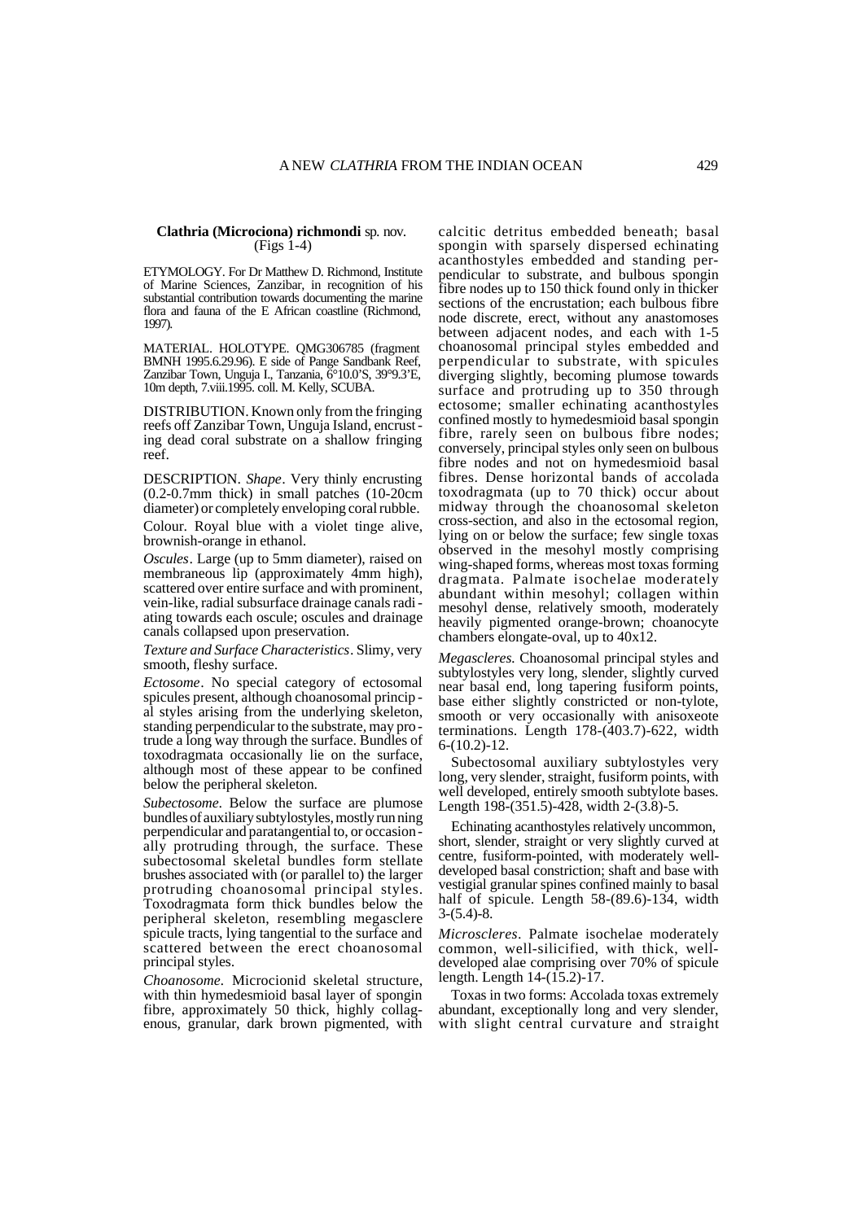**Clathria (Microciona) richmondi** sp. nov.
(Figs 1-4)

ETYMOLOGY. For Dr Matthew D. Richmond, Institute of Marine Sciences, Zanzibar, in recognition of his substantial contribution towards documenting the marine flora and fauna of the E African coastline (Richmond, 1997).

MATERIAL. HOLOTYPE. QMG306785 (fragment BMNH 1995.6.29.96). E side of Pange Sandbank Reef, Zanzibar Town, Unguja I., Tanzania, 6°10.0'S, 39°9.3'E, 10m depth, 7.viii.1995. coll. M. Kelly, SCUBA.

DISTRIBUTION. Known only from the fringing reefs off Zanzibar Town, Unguja Island, encrusting dead coral substrate on a shallow fringing reef.

DESCRIPTION. *Shape*. Very thinly encrusting (0.2-0.7mm thick) in small patches (10-20cm diameter) or completely enveloping coral rubble.

Colour. Royal blue with a violet tinge alive, brownish-orange in ethanol.

*Oscules*. Large (up to 5mm diameter), raised on membraneous lip (approximately 4mm high), scattered over entire surface and with prominent, vein-like, radial subsurface drainage canals radiating towards each oscule; oscules and drainage canals collapsed upon preservation.

*Texture and Surface Characteristics*. Slimy, very smooth, fleshy surface.

*Ectosome*. No special category of ectosomal spicules present, although choanosomal principal styles arising from the underlying skeleton, standing perpendicular to the substrate, may protrude a long way through the surface. Bundles of toxodragmata occasionally lie on the surface, although most of these appear to be confined below the peripheral skeleton.

*Subectosome*. Below the surface are plumose bundles of auxiliary subtylostyles, mostly running perpendicular and paratangential to, or occasionally protruding through, the surface. These subectosomal skeletal bundles form stellate brushes associated with (or parallel to) the larger protruding choanosomal principal styles. Toxodragmata form thick bundles below the peripheral skeleton, resembling megasclere spicule tracts, lying tangential to the surface and scattered between the erect choanosomal principal styles.

*Choanosome*. Microcionid skeletal structure, with thin hymedesmioid basal layer of spongin fibre, approximately 50 thick, highly collagenous, granular, dark brown pigmented, with calcitic detritus embedded beneath; basal spongin with sparsely dispersed echinating acanthostyles embedded and standing perpendicular to substrate, and bulbous spongin fibre nodes up to 150 thick found only in thicker sections of the encrustation; each bulbous fibre node discrete, erect, without any anastomoses between adjacent nodes, and each with 1-5 choanosomal principal styles embedded and perpendicular to substrate, with spicules diverging slightly, becoming plumose towards surface and protruding up to 350 through ectosome; smaller echinating acanthostyles confined mostly to hymedesmioid basal spongin fibre, rarely seen on bulbous fibre nodes; conversely, principal styles only seen on bulbous fibre nodes and not on hymedesmioid basal fibres. Dense horizontal bands of accolada toxodragmata (up to 70 thick) occur about midway through the choanosomal skeleton cross-section, and also in the ectosomal region, lying on or below the surface; few single toxas observed in the mesohyl mostly comprising wing-shaped forms, whereas most toxas forming dragmata. Palmate isochelae moderately abundant within mesohyl; collagen within mesohyl dense, relatively smooth, moderately heavily pigmented orange-brown; choanocyte chambers elongate-oval, up to 40x12.

*Megascleres*. Choanosomal principal styles and subtylostyles very long, slender, slightly curved near basal end, long tapering fusiform points, base either slightly constricted or non-tylote, smooth or very occasionally with anisoxeote terminations. Length 178-(403.7)-622, width 6-(10.2)-12.

Subectosomal auxiliary subtylostyles very long, very slender, straight, fusiform points, with well developed, entirely smooth subtylote bases. Length 198-(351.5)-428, width 2-(3.8)-5.

Echinating acanthostyles relatively uncommon, short, slender, straight or very slightly curved at centre, fusiform-pointed, with moderately well-developed basal constriction; shaft and base with vestigial granular spines confined mainly to basal half of spicule. Length 58-(89.6)-134, width 3-(5.4)-8.

*Microscleres*. Palmate isochelae moderately common, well-silicified, with thick, well-developed alae comprising over 70% of spicule length. Length 14-(15.2)-17.

Toxas in two forms: Accolada toxas extremely abundant, exceptionally long and very slender, with slight central curvature and straight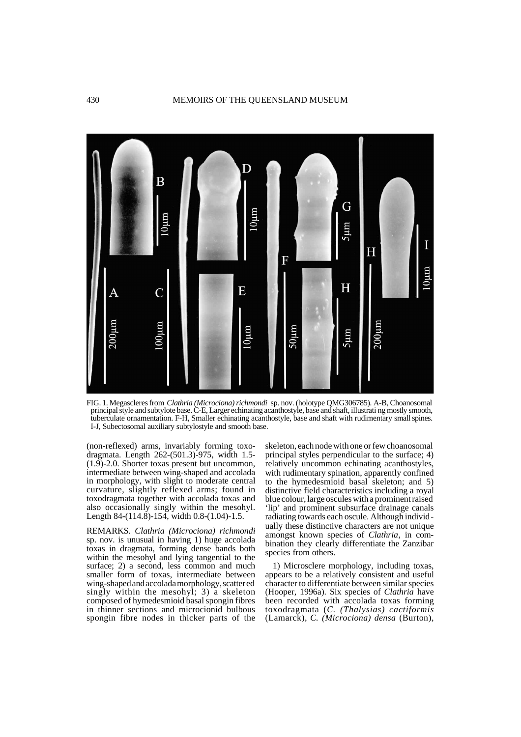FIG. 1. Megascleres from *Clathria (Microciona) richmondi* sp. nov. (holotype QMG306785). A-B, Choanosomal principal style and subtylote base. C-E, Larger echinating acanthostyle, base and shaft, illustrating mostly smooth, tuberculate ornamentation. F-H, Smaller echinating acanthostyle, base and shaft with rudimentary small spines. I-J, Subectosomal auxiliary subtylostyle and smooth base.

(non-reflexed) arms, invariably forming toxodragmata. Length 262-(501.3)-975, width 1.5-(1.9)-2.0. Shorter toxas present but uncommon, intermediate between wing-shaped and accolada in morphology, with slight to moderate central curvature, slightly reflexed arms; found in toxodragmata together with accolada toxas and also occasionally singly within the mesohyl. Length 84-(114.8)-154, width 0.8-(1.04)-1.5.

REMARKS. *Clathria (Microciona) richmondi* sp. nov. is unusual in having 1) huge accolada toxas in dragmata, forming dense bands both within the mesohyl and lying tangential to the surface; 2) a second, less common and much smaller form of toxas, intermediate between wing-shaped and accolada morphology, scattered singly within the mesohyl; 3) a skeleton composed of hymedesmioid basal spongin fibres in thinner sections and microcionid bulbous spongin fibre nodes in thicker parts of the skeleton, each node with one or few choanosomal principal styles perpendicular to the surface; 4) relatively uncommon echinating acanthostyles, with rudimentary spination, apparently confined to the hymedesmioid basal skeleton; and 5) distinctive field characteristics including a royal blue colour, large oscules with a prominent raised 'lip' and prominent subsurface drainage canals radiating towards each oscule. Although individually these distinctive characters are not unique amongst known species of *Clathria*, in combination they clearly differentiate the Zanzibar species from others.

1) Microsclere morphology, including toxas, appears to be a relatively consistent and useful character to differentiate between similar species (Hooper, 1996a). Six species of *Clathria* have been recorded with accolada toxas forming toxodragmata (*C. (Thalysias) cactiformis* (Lamarck), *C. (Microciona) densa* (Burton),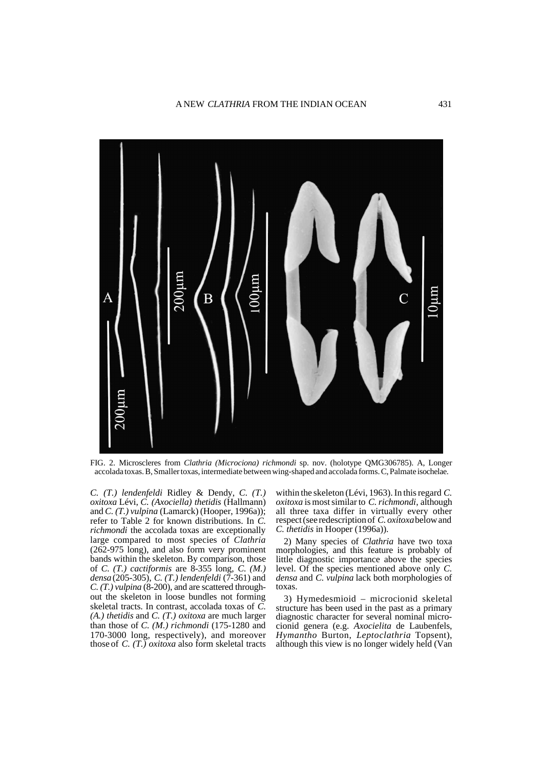FIG. 2. Microscleres from *Clathria (Microciona) richmondi* sp. nov. (holotype QMG306785). A, Longer accolada toxas. B, Smaller toxas, intermediate between wing-shaped and accolada forms. C, Palmate isochelae.

*C. (T.) lendenfeldi* Ridley & Dendy, *C. (T.) oxitoxa* Lévi, *C. (Axociella) thetidis* (Hallmann) and *C. (T.) vulpina* (Lamarck) (Hooper, 1996a)); refer to Table 2 for known distributions. In *C. richmondi* the accolada toxas are exceptionally large compared to most species of *Clathria* (262-975 long), and also form very prominent bands within the skeleton. By comparison, those of *C. (T.) cactiformis* are 8-355 long, *C. (M.) densa* (205-305), *C. (T.) lendenfeldi* (7-361) and *C. (T.) vulpina* (8-200), and are scattered throughout the skeleton in loose bundles not forming skeletal tracts. In contrast, accolada toxas of *C. (A.) thetidis* and *C. (T.) oxitoxa* are much larger than those of *C. (M.) richmondi* (175-1280 and 170-3000 long, respectively), and moreover those of *C. (T.) oxitoxa* also form skeletal tracts within the skeleton (Lévi, 1963). In this regard *C. oxitoxa* is most similar to *C. richmondi*, although all three taxa differ in virtually every other respect (see redescription of *C. oxitoxa* below and *C. thetidis* in Hooper (1996a)).

2) Many species of *Clathria* have two toxa morphologies, and this feature is probably of little diagnostic importance above the species level. Of the species mentioned above only *C. densa* and *C. vulpina* lack both morphologies of toxas.

3) Hymedesmioid – microcionid skeletal structure has been used in the past as a primary diagnostic character for several nominal microcionid genera (e.g. *Axocielita* de Laubenfels, *Hymantho* Burton, *Leptoclathria* Topsent), although this view is no longer widely held (Van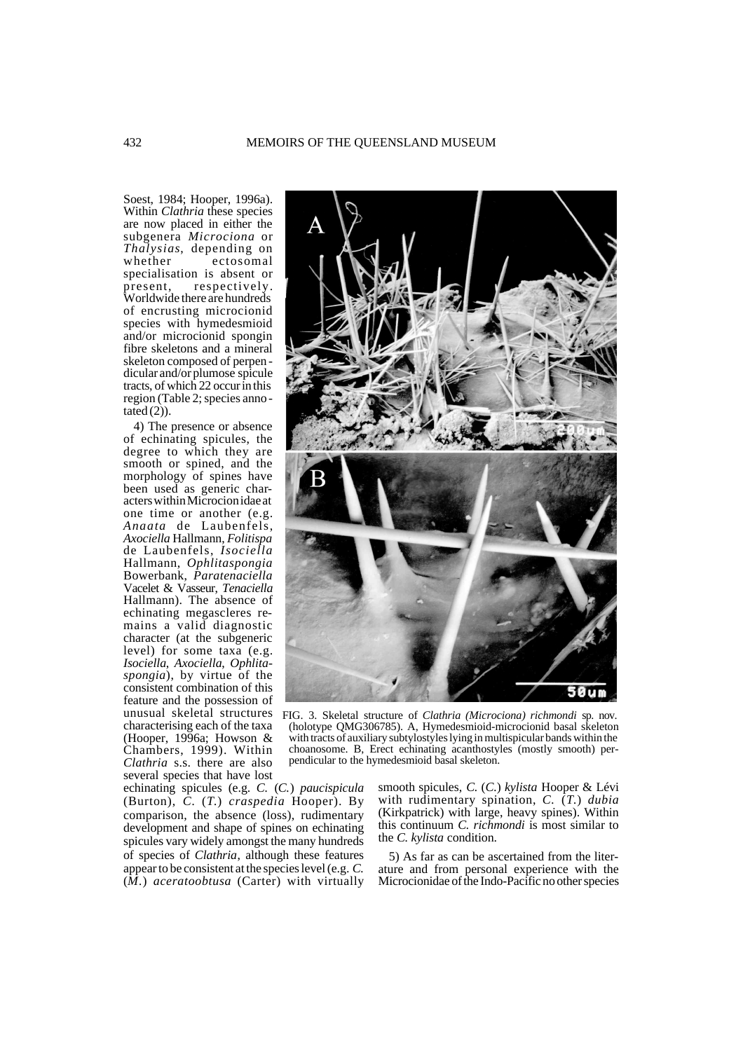Soest, 1984; Hooper, 1996a). Within *Clathria* these species are now placed in either the subgenera *Microciona* or *Thalysias*, depending on whether ectosomal specialisation is absent or present, respectively. Worldwide there are hundreds of encrusting microcionid species with hymedesmioid and/or microcionid spongin fibre skeletons and a mineral skeleton composed of perpendicular and/or plumose spicule tracts, of which 22 occur in this region (Table 2; species annotated (2)).

4) The presence or absence of echinating spicules, the degree to which they are smooth or spined, and the morphology of spines have been used as generic characters within Microcionidae at one time or another (e.g. *Anaata* de Laubenfels, *Axociella* Hallmann, *Folitispa* de Laubenfels, *Isociella* Hallmann, *Ophlitaspongia* Bowerbank, *Paratenaciella* Vacelet & Vasseur, *Tenaciella* Hallmann). The absence of echinating megascleres remains a valid diagnostic character (at the subgeneric level) for some taxa (e.g. *Isociella*, *Axociella*, *Ophlitaspongia*), by virtue of the consistent combination of this feature and the possession of unusual skeletal structures characterising each of the taxa (Hooper, 1996a; Howson & Chambers, 1999). Within *Clathria* s.s. there are also several species that have lost echinating spicules (e.g. *C.* (*C.*) *paucispicula* (Burton), *C.* (*T.*) *craspedia* Hooper). By comparison, the absence (loss), rudimentary development and shape of spines on echinating spicules vary widely amongst the many hundreds of species of *Clathria*, although these features appear to be consistent at the species level (e.g. *C.* (*M.*) *aceratoobtusa* (Carter) with virtually smooth spicules, *C.* (*C.*) *kylista* Hooper & Lévi with rudimentary spination, *C.* (*T.*) *dubia* (Kirkpatrick) with large, heavy spines). Within this continuum *C. richmondi* is most similar to the *C. kylista* condition.

FIG. 3. Skeletal structure of *Clathria (Microciona) richmondi* sp. nov. (holotype QMG306785). A, Hymedesmioid-microcionid basal skeleton with tracts of auxiliary subtylostyles lying in multispicular bands within the choanosome. B, Erect echinating acanthostyles (mostly smooth) perpendicular to the hymedesmioid basal skeleton.

5) As far as can be ascertained from the literature and from personal experience with the Microcionidae of the Indo-Pacific no other species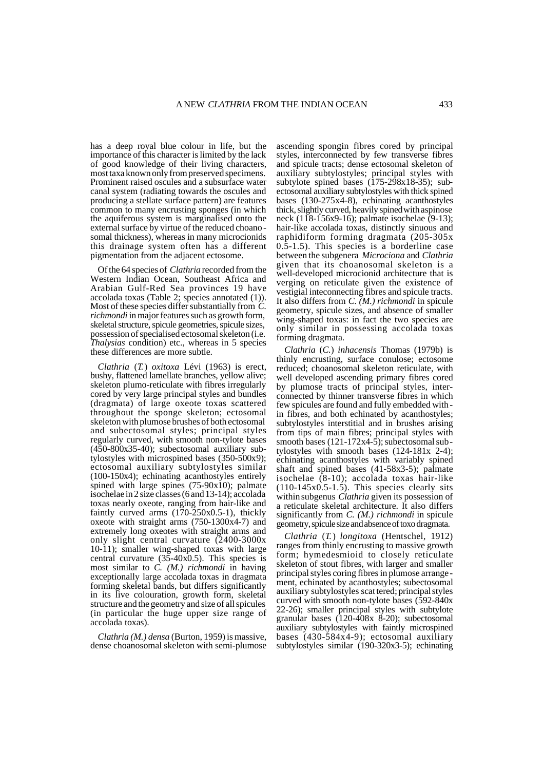has a deep royal blue colour in life, but the importance of this character is limited by the lack of good knowledge of their living characters, most taxa known only from preserved specimens. Prominent raised oscules and a subsurface water canal system (radiating towards the oscules and producing a stellate surface pattern) are features common to many encrusting sponges (in which the aquiferous system is marginalised onto the external surface by virtue of the reduced choanosomal thickness), whereas in many microcionids this drainage system often has a different pigmentation from the adjacent ectosome.

Of the 64 species of *Clathria* recorded from the Western Indian Ocean, Southeast Africa and Arabian Gulf-Red Sea provinces 19 have accolada toxas (Table 2; species annotated (1)). Most of these species differ substantially from *C. richmondi* in major features such as growth form, skeletal structure, spicule geometries, spicule sizes, possession of specialised ectosomal skeleton (i.e. *Thalysias* condition) etc., whereas in 5 species these differences are more subtle.

*Clathria* (*T.*) *oxitoxa* Lévi (1963) is erect, bushy, flattened lamellate branches, yellow alive; skeleton plumo-reticulate with fibres irregularly cored by very large principal styles and bundles (dragmata) of large oxeote toxas scattered throughout the sponge skeleton; ectosomal skeleton with plumose brushes of both ectosomal and subectosomal styles; principal styles regularly curved, with smooth non-tylote bases (450-800x35-40); subectosomal auxiliary subtylostyles with microspined bases (350-500x9); ectosomal auxiliary subtylostyles similar (100-150x4); echinating acanthostyles entirely spined with large spines (75-90x10); palmate isochelae in 2 size classes (6 and 13-14); accolada toxas nearly oxeote, ranging from hair-like and faintly curved arms (170-250x0.5-1), thickly oxeote with straight arms (750-1300x4-7) and extremely long oxeotes with straight arms and only slight central curvature (2400-3000x 10-11); smaller wing-shaped toxas with large central curvature (35-40x0.5). This species is most similar to *C. (M.) richmondi* in having exceptionally large accolada toxas in dragmata forming skeletal bands, but differs significantly in its live colouration, growth form, skeletal structure and the geometry and size of all spicules (in particular the huge upper size range of accolada toxas).

*Clathria (M.) densa* (Burton, 1959) is massive, dense choanosomal skeleton with semi-plumose ascending spongin fibres cored by principal styles, interconnected by few transverse fibres and spicule tracts; dense ectosomal skeleton of auxiliary subtylostyles; principal styles with subtylote spined bases (175-298x18-35); subectosomal auxiliary subtylostyles with thick spined bases (130-275x4-8), echinating acanthostyles thick, slightly curved, heavily spined with aspinose neck (118-156x9-16); palmate isochelae (9-13); hair-like accolada toxas, distinctly sinuous and raphidiform forming dragmata (205-305x 0.5-1.5). This species is a borderline case between the subgenera *Microciona* and *Clathria* given that its choanosomal skeleton is a well-developed microcionid architecture that is verging on reticulate given the existence of vestigial interconnecting fibres and spicule tracts. It also differs from *C. (M.) richmondi* in spicule geometry, spicule sizes, and absence of smaller wing-shaped toxas: in fact the two species are only similar in possessing accolada toxas forming dragmata.

*Clathria* (*C.*) *inhacensis* Thomas (1979b) is thinly encrusting, surface conulose; ectosome reduced; choanosomal skeleton reticulate, with well developed ascending primary fibres cored by plumose tracts of principal styles, interconnected by thinner transverse fibres in which few spicules are found and fully embedded within fibres, and both echinated by acanthostyles; subtylostyles interstitial and in brushes arising from tips of main fibres; principal styles with smooth bases (121-172x4-5); subectosomal subtylostyles with smooth bases (124-181x 2-4); echinating acanthostyles with variably spined shaft and spined bases (41-58x3-5); palmate isochelae (8-10); accolada toxas hair-like (110-145x0.5-1.5). This species clearly sits within subgenus *Clathria* given its possession of a reticulate skeletal architecture. It also differs significantly from *C. (M.) richmondi* in spicule geometry, spicule size and absence of toxodragmata.

*Clathria* (*T.*) *longitoxa* (Hentschel, 1912) ranges from thinly encrusting to massive growth form; hymedesmioid to closely reticulate skeleton of stout fibres, with larger and smaller principal styles coring fibres in plumose arrangement, echinated by acanthostyles; subectosomal auxiliary subtylostyles scattered; principal styles curved with smooth non-tylote bases (592-840x 22-26); smaller principal styles with subtylote granular bases (120-408x 8-20); subectosomal auxiliary subtylostyles with faintly microspined bases (430-584x4-9); ectosomal auxiliary subtylostyles similar (190-320x3-5); echinating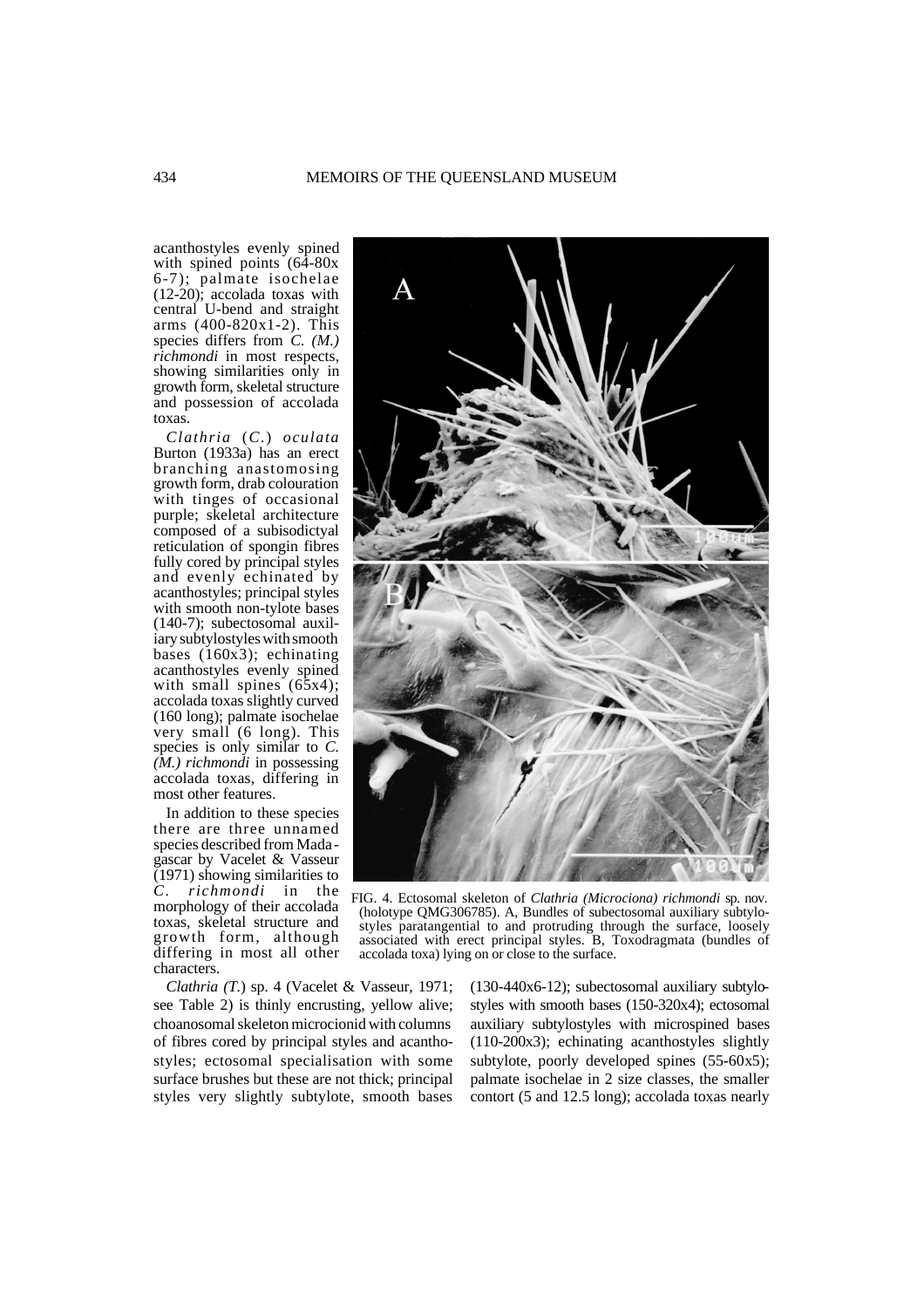acanthostyles evenly spined with spined points (64-80x 6-7); palmate isochelae (12-20); accolada toxas with central U-bend and straight arms (400-820x1-2). This species differs from *C. (M.) richmondi* in most respects, showing similarities only in growth form, skeletal structure and possession of accolada toxas.

*Clathria* (*C.*) *oculata* Burton (1933a) has an erect branching anastomosing growth form, drab colouration with tinges of occasional purple; skeletal architecture composed of a subisodictyal reticulation of spongin fibres fully cored by principal styles and evenly echinated by acanthostyles; principal styles with smooth non-tylote bases (140-7); subectosomal auxiliary subtylostyles with smooth bases (160x3); echinating acanthostyles evenly spined with small spines (65x4); accolada toxas slightly curved (160 long); palmate isochelae very small (6 long). This species is only similar to *C. (M.) richmondi* in possessing accolada toxas, differing in most other features.

In addition to these species there are three unnamed species described from Madagascar by Vacelet & Vasseur (1971) showing similarities to *C. richmondi* in the morphology of their accolada toxas, skeletal structure and growth form, although differing in most all other characters.

FIG. 4. Ectosomal skeleton of *Clathria (Microciona) richmondi* sp. nov. (holotype QMG306785). A, Bundles of subectosomal auxiliary subtylostyles paratangential to and protruding through the surface, loosely associated with erect principal styles. B, Toxodragmata (bundles of accolada toxa) lying on or close to the surface.

*Clathria (T.)* sp. 4 (Vacelet & Vasseur, 1971; see Table 2) is thinly encrusting, yellow alive; choanosomal skeleton microcionid with columns of fibres cored by principal styles and acanthostyles; ectosomal specialisation with some surface brushes but these are not thick; principal styles very slightly subtylote, smooth bases (130-440x6-12); subectosomal auxiliary subtylostyles with smooth bases (150-320x4); ectosomal auxiliary subtylostyles with microspined bases (110-200x3); echinating acanthostyles slightly subtylote, poorly developed spines (55-60x5); palmate isochelae in 2 size classes, the smaller contort (5 and 12.5 long); accolada toxas nearly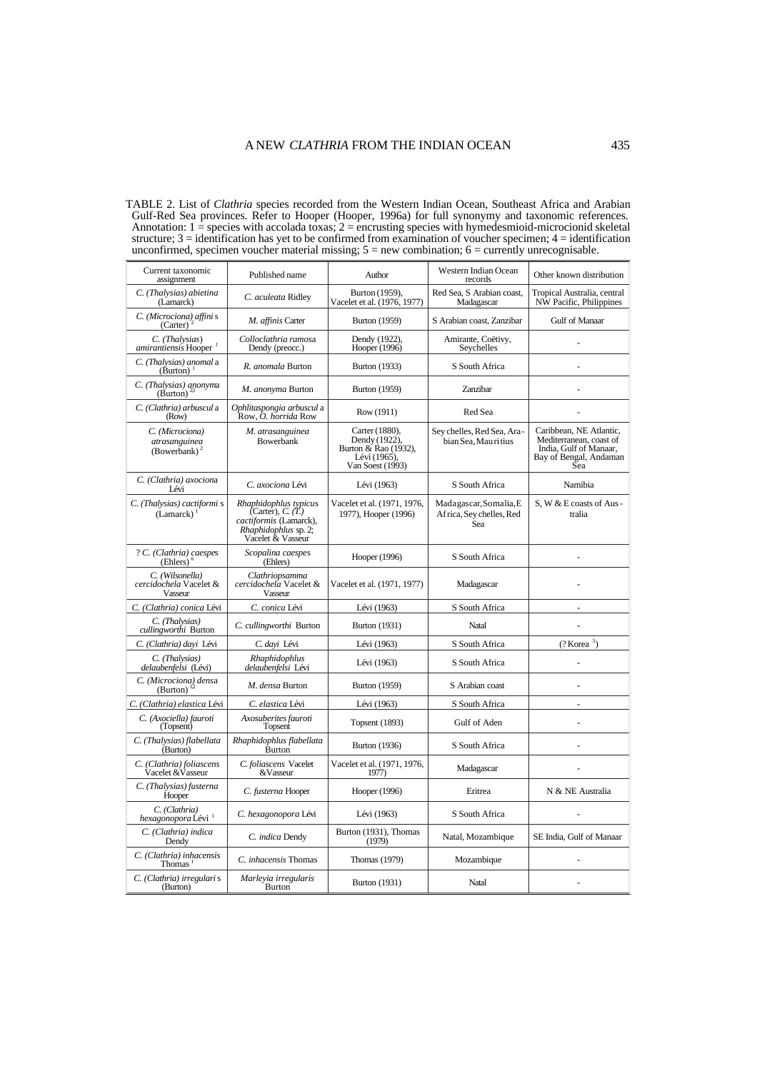TABLE 2. List of *Clathria* species recorded from the Western Indian Ocean, Southeast Africa and Arabian Gulf-Red Sea provinces. Refer to Hooper (Hooper, 1996a) for full synonymy and taxonomic references. Annotation: 1 = species with accolada toxas; 2 = encrusting species with hymedesmioid-microcionid skeletal structure; 3 = identification has yet to be confirmed from examination of voucher specimen; 4 = identification unconfirmed, specimen voucher material missing; 5 = new combination; 6 = currently unrecognisable.

| Current taxonomic assignment | Published name | Author | Western Indian Ocean records | Other known distribution |
|---|---|---|---|---|
| *C. (Thalysias) abietina* (Lamarck) | *C. aculeata* Ridley | Burton (1959), Vacelet et al. (1976, 1977) | Red Sea, S Arabian coast, Madagascar | Tropical Australia, central NW Pacific, Philippines |
| *C. (Microciona) affinis* (Carter) [2] | *M. affinis* Carter | Burton (1959) | S Arabian coast, Zanzibar | Gulf of Manaar |
| *C. (Thalysias) amirantiensis* Hooper [1] | *Colloclathria ramosa* Dendy (preocc.) | Dendy (1922), Hooper (1996) | Amirante, Coëtivy, Seychelles | - |
| *C. (Thalysias) anomala* (Burton) [1] | *R. anomala* Burton | Burton (1933) | S South Africa | - |
| *C. (Thalysias) anonyma* (Burton) [23] | *M. anonyma* Burton | Burton (1959) | Zanzibar | - |
| *C. (Clathria) arbuscula* (Row) | *Ophlitaspongia arbuscula* Row, *O. horrida* Row | Row (1911) | Red Sea | - |
| *C. (Microciona) atrasanguinea* (Bowerbank) [2] | *M. atrasanguinea* Bowerbank | Carter (1880), Dendy (1922), Burton & Rao (1932), Lévi (1965), Van Soest (1993) | Seychelles, Red Sea, Arabian Sea, Mauritius | Caribbean, NE Atlantic, Mediterranean, coast of India, Gulf of Manaar, Bay of Bengal, Andaman Sea |
| *C. (Clathria) axociona* Lévi | *C. axociona* Lévi | Lévi (1963) | S South Africa | Namibia |
| *C. (Thalysias) cactiformis* (Lamarck) [1] | *Rhaphidophlus typicus* (Carter), *C. (T.) cactiformis* (Lamarck), *Rhaphidophlus* sp. 2; Vacelet & Vasseur | Vacelet et al. (1971, 1976, 1977), Hooper (1996) | Madagascar, Somalia, E Africa, Seychelles, Red Sea | S, W & E coasts of Australia |
| ? *C. (Clathria) caespes* (Ehlers) [6] | *Scopalina caespes* (Ehlers) | Hooper (1996) | S South Africa | - |
| *C. (Wilsonella) cercidochela* Vacelet & Vasseur | *Clathriopsamma cercidochela* Vacelet & Vasseur | Vacelet et al. (1971, 1977) | Madagascar | - |
| *C. (Clathria) conica* Lévi | *C. conica* Lévi | Lévi (1963) | S South Africa | - |
| *C. (Thalysias) cullingworthi* Burton | *C. cullingworthi* Burton | Burton (1931) | Natal | - |
| *C. (Clathria) dayi* Lévi | *C. dayi* Lévi | Lévi (1963) | S South Africa | (? Korea [3]) |
| *C. (Thalysias) delaubenfelsi* (Lévi) | *Rhaphidophlus delaubenfelsi* Lévi | Lévi (1963) | S South Africa | - |
| *C. (Microciona) densa* (Burton) [t2] | *M. densa* Burton | Burton (1959) | S Arabian coast | - |
| *C. (Clathria) elastica* Lévi | *C. elastica* Lévi | Lévi (1963) | S South Africa | - |
| *C. (Axociella) fauroti* (Topsent) | *Axosuberites fauroti* Topsent | Topsent (1893) | Gulf of Aden | - |
| *C. (Thalysias) flabellata* (Burton) | *Rhaphidophlus flabellata* Burton | Burton (1936) | S South Africa | - |
| *C. (Clathria) foliascens* Vacelet & Vasseur | *C. foliascens* Vacelet & Vasseur | Vacelet et al. (1971, 1976, 1977) | Madagascar | - |
| *C. (Thalysias) fusterna* Hooper | *C. fusterna* Hooper | Hooper (1996) | Eritrea | N & NE Australia |
| *C. (Clathria) hexagonopora* Lévi [1] | *C. hexagonopora* Lévi | Lévi (1963) | S South Africa | - |
| *C. (Clathria) indica* Dendy | *C. indica* Dendy | Burton (1931), Thomas (1979) | Natal, Mozambique | SE India, Gulf of Manaar |
| *C. (Clathria) inhacensis* Thomas [1] | *C. inhacensis* Thomas | Thomas (1979) | Mozambique | - |
| *C. (Clathria) irregularis* (Burton) | *Marleyia irregularis* Burton | Burton (1931) | Natal | - |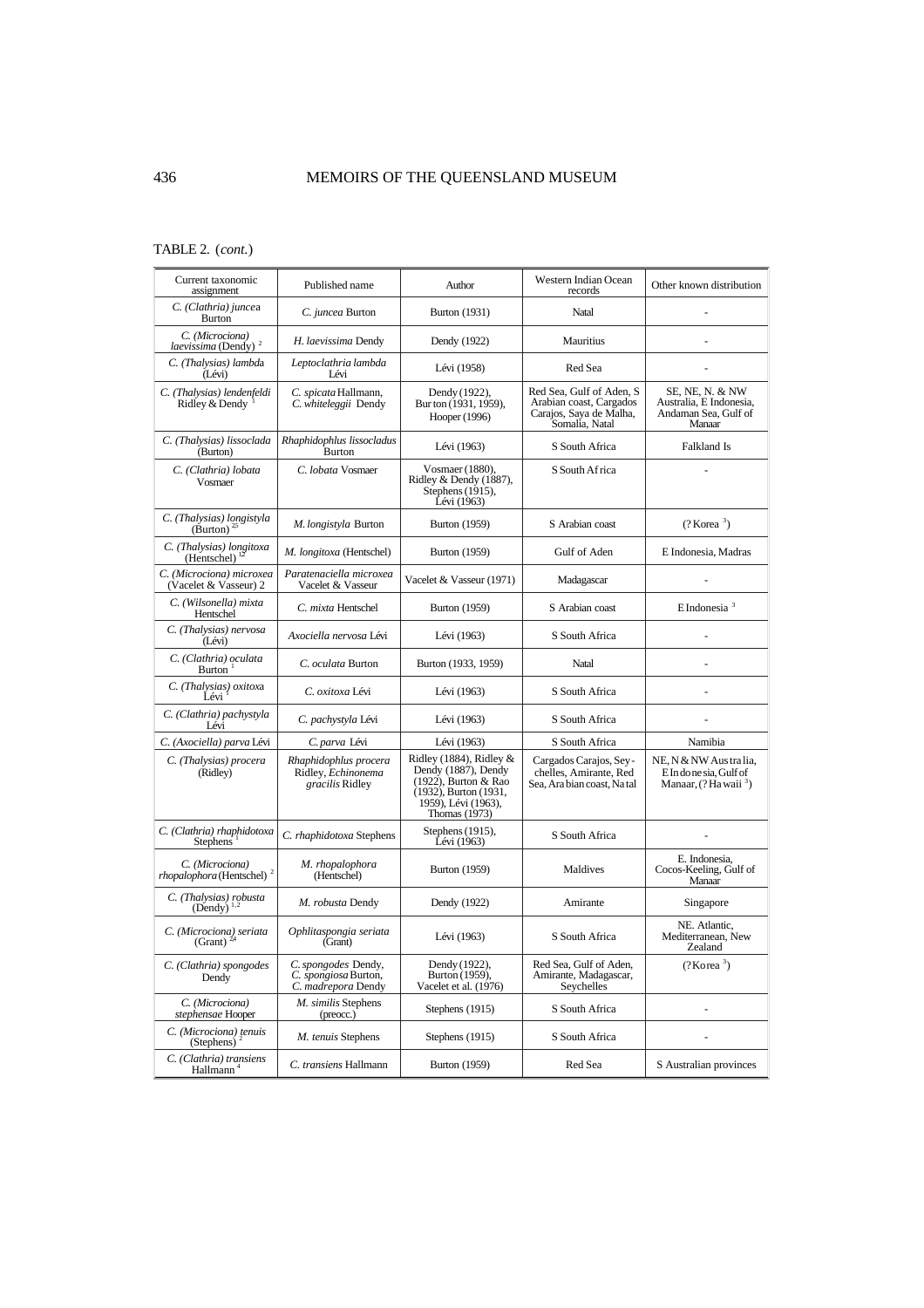TABLE 2. (*cont.*)

| Current taxonomic assignment | Published name | Author | Western Indian Ocean records | Other known distribution |
|---|---|---|---|---|
| *C. (Clathria) juncea* Burton | *C. juncea* Burton | Burton (1931) | Natal | - |
| *C. (Microciona) laevissima* (Dendy) [2] | *H. laevissima* Dendy | Dendy (1922) | Mauritius | - |
| *C. (Thalysias) lambda* (Lévi) | *Leptoclathria lambda* Lévi | Lévi (1958) | Red Sea | - |
| *C. (Thalysias) lendenfeldi* Ridley & Dendy [1] | *C. spicata* Hallmann, *C. whiteleggii* Dendy | Dendy (1922), Burton (1931, 1959), Hooper (1996) | Red Sea, Gulf of Aden, S Arabian coast, Cargados Carajos, Saya de Malha, Somalia, Natal | SE, NE, N. & NW Australia, E Indonesia, Andaman Sea, Gulf of Manaar |
| *C. (Thalysias) lissoclada* (Burton) | *Rhaphidophlus lissocladus* Burton | Lévi (1963) | S South Africa | Falkland Is |
| *C. (Clathria) lobata* Vosmaer | *C. lobata* Vosmaer | Vosmaer (1880), Ridley & Dendy (1887), Stephens (1915), Lévi (1963) | S South Africa | - |
| *C. (Thalysias) longistyla* (Burton) [2,5] | *M. longistyla* Burton | Burton (1959) | S Arabian coast | (? Korea [3]) |
| *C. (Thalysias) longitoxa* (Hentschel) [1,2] | *M. longitoxa* (Hentschel) | Burton (1959) | Gulf of Aden | E Indonesia, Madras |
| *C. (Microciona) microxea* (Vacelet & Vasseur) 2 | *Paratenaciella microxea* Vacelet & Vasseur | Vacelet & Vasseur (1971) | Madagascar | - |
| *C. (Wilsonella) mixta* Hentschel | *C. mixta* Hentschel | Burton (1959) | S Arabian coast | E Indonesia [3] |
| *C. (Thalysias) nervosa* (Lévi) | *Axociella nervosa* Lévi | Lévi (1963) | S South Africa | - |
| *C. (Clathria) oculata* Burton [1] | *C. oculata* Burton | Burton (1933, 1959) | Natal | - |
| *C. (Thalysias) oxitoxa* Lévi [1] | *C. oxitoxa* Lévi | Lévi (1963) | S South Africa | - |
| *C. (Clathria) pachystyla* Lévi | *C. pachystyla* Lévi | Lévi (1963) | S South Africa | - |
| *C. (Axociella) parva* Lévi | *C. parva* Lévi | Lévi (1963) | S South Africa | Namibia |
| *C. (Thalysias) procera* (Ridley) | *Rhaphidophlus procera* Ridley, *Echinonema gracilis* Ridley | Ridley (1884), Ridley & Dendy (1887), Dendy (1922), Burton & Rao (1932), Burton (1931, 1959), Lévi (1963), Thomas (1973) | Cargados Carajos, Seychelles, Amirante, Red Sea, Arabian coast, Natal | NE, N & NW Australia, E Indonesia, Gulf of Manaar, (? Hawaii [3]) |
| *C. (Clathria) rhaphidotoxa* Stephens [1] | *C. rhaphidotoxa* Stephens | Stephens (1915), Lévi (1963) | S South Africa | - |
| *C. (Microciona) rhopalophora* (Hentschel) [2] | *M. rhopalophora* (Hentschel) | Burton (1959) | Maldives | E. Indonesia, Cocos-Keeling, Gulf of Manaar |
| *C. (Thalysias) robusta* (Dendy) [1,2] | *M. robusta* Dendy | Dendy (1922) | Amirante | Singapore |
| *C. (Microciona) seriata* (Grant) [2,4] | *Ophlitaspongia seriata* (Grant) | Lévi (1963) | S South Africa | NE. Atlantic, Mediterranean, New Zealand |
| *C. (Clathria) spongodes* Dendy | *C. spongodes* Dendy, *C. spongiosa* Burton, *C. madrepora* Dendy | Dendy (1922), Burton (1959), Vacelet et al. (1976) | Red Sea, Gulf of Aden, Amirante, Madagascar, Seychelles | (? Korea [3]) |
| *C. (Microciona) stephensae* Hooper | *M. similis* Stephens (preocc.) | Stephens (1915) | S South Africa | - |
| *C. (Microciona) tenuis* (Stephens) [2] | *M. tenuis* Stephens | Stephens (1915) | S South Africa | - |
| *C. (Clathria) transiens* Hallmann [4] | *C. transiens* Hallmann | Burton (1959) | Red Sea | S Australian provinces |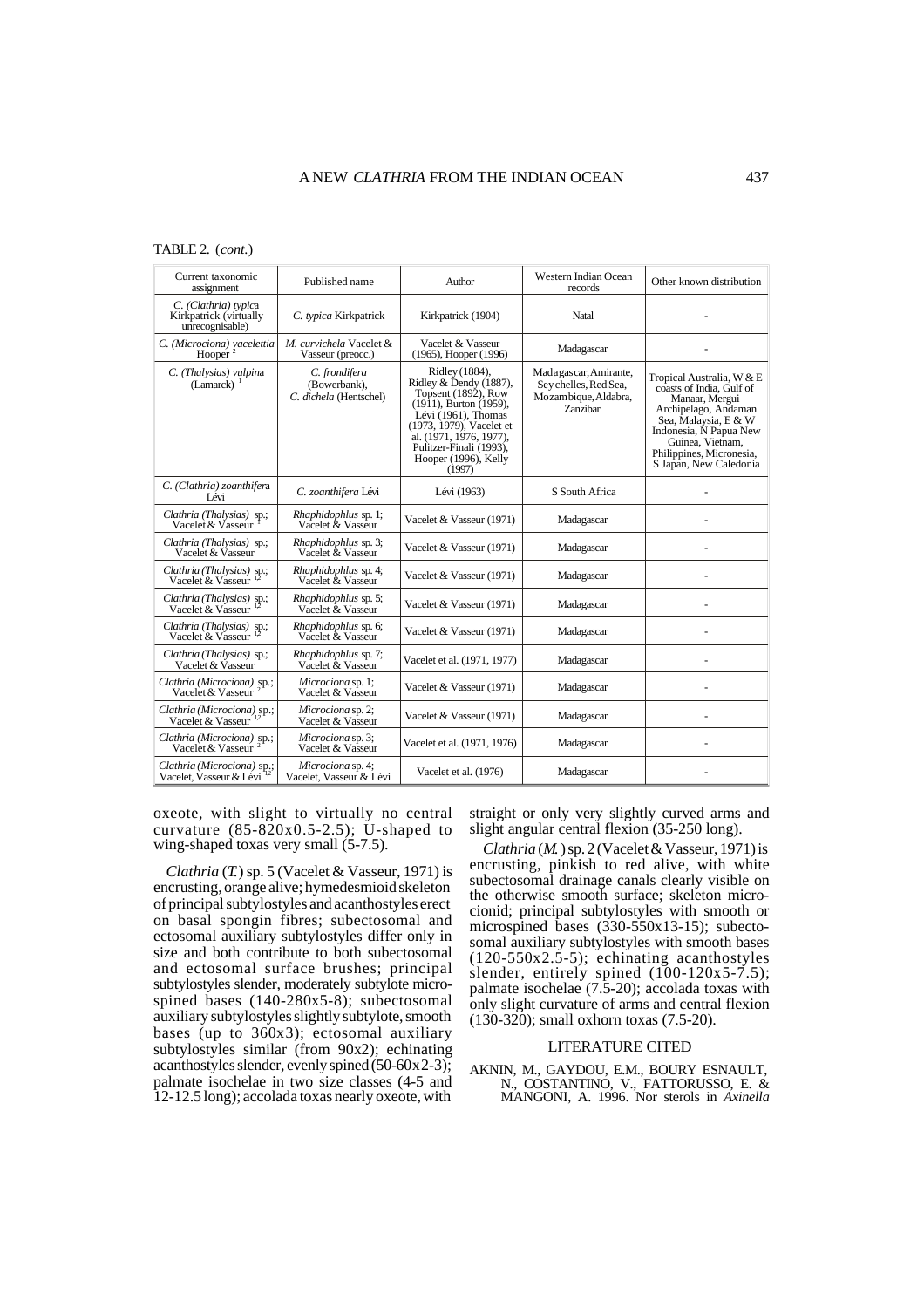TABLE 2. (*cont.*)

| Current taxonomic assignment | Published name | Author | Western Indian Ocean records | Other known distribution |
|---|---|---|---|---|
| *C. (Clathria) typica* Kirkpatrick (virtually unrecognisable) | *C. typica* Kirkpatrick | Kirkpatrick (1904) | Natal | - |
| *C. (Microciona) vacelettia* Hooper [2] | *M. curvichela* Vacelet & Vasseur (preocc.) | Vacelet & Vasseur (1965), Hooper (1996) | Madagascar | - |
| *C. (Thalysias) vulpina* (Lamarck) [1] | *C. frondifera* (Bowerbank), *C. dichela* (Hentschel) | Ridley (1884), Ridley & Dendy (1887), Topsent (1892), Row (1911), Burton (1959), Lévi (1961), Thomas (1973, 1979), Vacelet et al. (1971, 1976, 1977), Pulitzer-Finali (1993), Hooper (1996), Kelly (1997) | Madagascar, Amirante, Seychelles, Red Sea, Mozambique, Aldabra, Zanzibar | Tropical Australia, W & E coasts of India, Gulf of Manaar, Mergui Archipelago, Andaman Sea, Malaysia, E & W Indonesia, N Papua New Guinea, Vietnam, Philippines, Micronesia, S Japan, New Caledonia |
| *C. (Clathria) zoanthifera* Lévi | *C. zoanthifera* Lévi | Lévi (1963) | S South Africa | - |
| *Clathria (Thalysias)* sp.; Vacelet & Vasseur [1] | *Rhaphidophlus* sp. 1; Vacelet & Vasseur | Vacelet & Vasseur (1971) | Madagascar | - |
| *Clathria (Thalysias)* sp.; Vacelet & Vasseur | *Rhaphidophlus* sp. 3; Vacelet & Vasseur | Vacelet & Vasseur (1971) | Madagascar | - |
| *Clathria (Thalysias)* sp.; Vacelet & Vasseur [12] | *Rhaphidophlus* sp. 4; Vacelet & Vasseur | Vacelet & Vasseur (1971) | Madagascar | - |
| *Clathria (Thalysias)* sp.; Vacelet & Vasseur [12] | *Rhaphidophlus* sp. 5; Vacelet & Vasseur | Vacelet & Vasseur (1971) | Madagascar | - |
| *Clathria (Thalysias)* sp.; Vacelet & Vasseur [12] | *Rhaphidophlus* sp. 6; Vacelet & Vasseur | Vacelet & Vasseur (1971) | Madagascar | - |
| *Clathria (Thalysias)* sp.; Vacelet & Vasseur | *Rhaphidophlus* sp. 7; Vacelet & Vasseur | Vacelet et al. (1971, 1977) | Madagascar | - |
| *Clathria (Microciona)* sp.; Vacelet & Vasseur [2] | *Microciona* sp. 1; Vacelet & Vasseur | Vacelet & Vasseur (1971) | Madagascar | - |
| *Clathria (Microciona)* sp.; Vacelet & Vasseur [12] | *Microciona* sp. 2; Vacelet & Vasseur | Vacelet & Vasseur (1971) | Madagascar | - |
| *Clathria (Microciona)* sp.; Vacelet & Vasseur [2] | *Microciona* sp. 3; Vacelet & Vasseur | Vacelet et al. (1971, 1976) | Madagascar | - |
| *Clathria (Microciona)* sp.; Vacelet, Vasseur & Lévi [12] | *Microciona* sp. 4; Vacelet, Vasseur & Lévi | Vacelet et al. (1976) | Madagascar | - |

oxeote, with slight to virtually no central curvature (85-820x0.5-2.5); U-shaped to wing-shaped toxas very small (5-7.5).

*Clathria* (*T.*) sp. 5 (Vacelet & Vasseur, 1971) is encrusting, orange alive; hymedesmioid skeleton of principal subtylostyles and acanthostyles erect on basal spongin fibres; subectosomal and ectosomal auxiliary subtylostyles differ only in size and both contribute to both subectosomal and ectosomal surface brushes; principal subtylostyles slender, moderately subtylote microspined bases (140-280x5-8); subectosomal auxiliary subtylostyles slightly subtylote, smooth bases (up to 360x3); ectosomal auxiliary subtylostyles similar (from 90x2); echinating acanthostyles slender, evenly spined (50-60x2-3); palmate isochelae in two size classes (4-5 and 12-12.5 long); accolada toxas nearly oxeote, with straight or only very slightly curved arms and slight angular central flexion (35-250 long).

*Clathria* (*M.*) sp. 2 (Vacelet & Vasseur, 1971) is encrusting, pinkish to red alive, with white subectosomal drainage canals clearly visible on the otherwise smooth surface; skeleton microcionid; principal subtylostyles with smooth or microspined bases (330-550x13-15); subectosomal auxiliary subtylostyles with smooth bases (120-550x2.5-5); echinating acanthostyles slender, entirely spined (100-120x5-7.5); palmate isochelae (7.5-20); accolada toxas with only slight curvature of arms and central flexion (130-320); small oxhorn toxas (7.5-20).

## LITERATURE CITED

AKNIN, M., GAYDOU, E.M., BOURY ESNAULT, N., COSTANTINO, V., FATTORUSSO, E. & MANGONI, A. 1996. Nor sterols in *Axinella*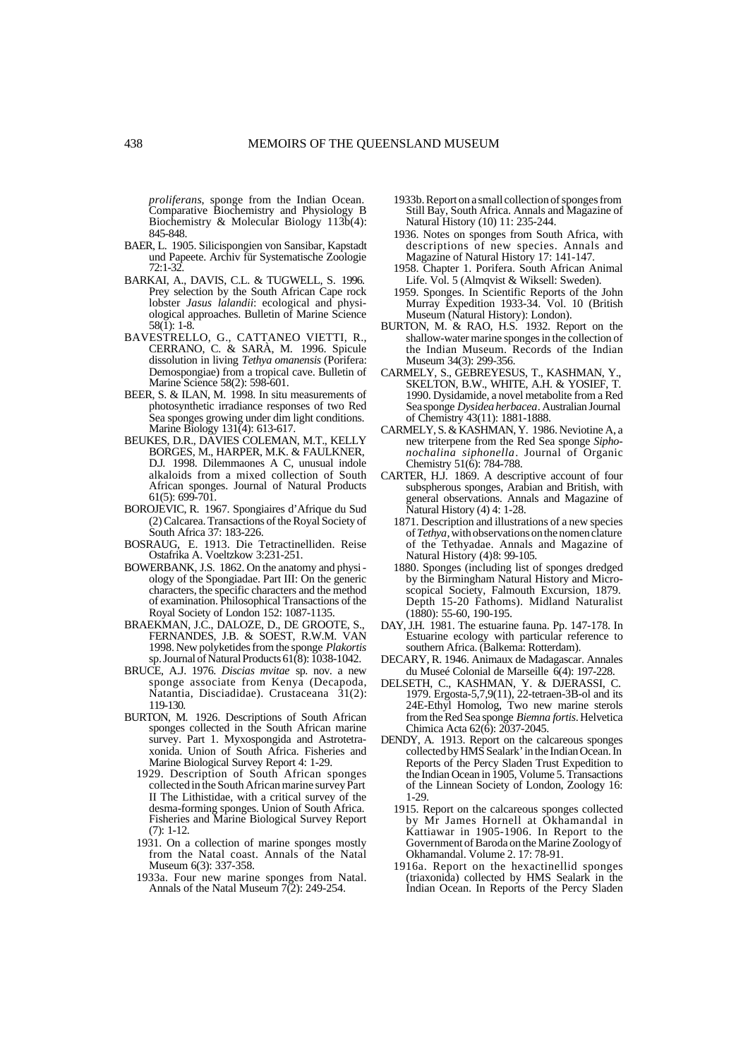*proliferans*, sponge from the Indian Ocean. Comparative Biochemistry and Physiology B Biochemistry & Molecular Biology 113b(4): 845-848.

BAER, L. 1905. Silicispongien von Sansibar, Kapstadt und Papeete. Archiv für Systematische Zoologie 72:1-32.

BARKAI, A., DAVIS, C.L. & TUGWELL, S. 1996. Prey selection by the South African Cape rock lobster *Jasus lalandii*: ecological and physiological approaches. Bulletin of Marine Science 58(1): 1-8.

BAVESTRELLO, G., CATTANEO VIETTI, R., CERRANO, C. & SARÀ, M. 1996. Spicule dissolution in living *Tethya omanensis* (Porifera: Demospongiae) from a tropical cave. Bulletin of Marine Science 58(2): 598-601.

BEER, S. & ILAN, M. 1998. In situ measurements of photosynthetic irradiance responses of two Red Sea sponges growing under dim light conditions. Marine Biology 131(4): 613-617.

BEUKES, D.R., DAVIES COLEMAN, M.T., KELLY BORGES, M., HARPER, M.K. & FAULKNER, D.J. 1998. Dilemmaones A C, unusual indole alkaloids from a mixed collection of South African sponges. Journal of Natural Products 61(5): 699-701.

BOROJEVIC, R. 1967. Spongiaires d'Afrique du Sud (2) Calcarea. Transactions of the Royal Society of South Africa 37: 183-226.

BOSRAUG, E. 1913. Die Tetractinelliden. Reise Ostafrika A. Voeltzkow 3:231-251.

BOWERBANK, J.S. 1862. On the anatomy and physiology of the Spongiadae. Part III: On the generic characters, the specific characters and the method of examination. Philosophical Transactions of the Royal Society of London 152: 1087-1135.

BRAEKMAN, J.C., DALOZE, D., DE GROOTE, S., FERNANDES, J.B. & SOEST, R.W.M. VAN 1998. New polyketides from the sponge *Plakortis* sp. Journal of Natural Products 61(8): 1038-1042.

BRUCE, A.J. 1976. *Discias mvitae* sp. nov. a new sponge associate from Kenya (Decapoda, Natantia, Disciadidae). Crustaceana 31(2): 119-130.

BURTON, M. 1926. Descriptions of South African sponges collected in the South African marine survey. Part 1. Myxospongida and Astrotetraxonida. Union of South Africa. Fisheries and Marine Biological Survey Report 4: 1-29.

1929. Description of South African sponges collected in the South African marine survey Part II The Lithistidae, with a critical survey of the desma-forming sponges. Union of South Africa. Fisheries and Marine Biological Survey Report (7): 1-12.

1931. On a collection of marine sponges mostly from the Natal coast. Annals of the Natal Museum 6(3): 337-358.

1933a. Four new marine sponges from Natal. Annals of the Natal Museum 7(2): 249-254.

1933b. Report on a small collection of sponges from Still Bay, South Africa. Annals and Magazine of Natural History (10) 11: 235-244.

1936. Notes on sponges from South Africa, with descriptions of new species. Annals and Magazine of Natural History 17: 141-147.

1958. Chapter 1. Porifera. South African Animal Life. Vol. 5 (Almqvist & Wiksell: Sweden).

1959. Sponges. In Scientific Reports of the John Murray Expedition 1933-34. Vol. 10 (British Museum (Natural History): London).

BURTON, M. & RAO, H.S. 1932. Report on the shallow-water marine sponges in the collection of the Indian Museum. Records of the Indian Museum 34(3): 299-356.

CARMELY, S., GEBREYESUS, T., KASHMAN, Y., SKELTON, B.W., WHITE, A.H. & YOSIEF, T. 1990. Dysidamide, a novel metabolite from a Red Sea sponge *Dysidea herbacea*. Australian Journal of Chemistry 43(11): 1881-1888.

CARMELY, S. & KASHMAN, Y. 1986. Neviotine A, a new triterpene from the Red Sea sponge *Siphonochalina siphonella*. Journal of Organic Chemistry 51(6): 784-788.

CARTER, H.J. 1869. A descriptive account of four subspherous sponges, Arabian and British, with general observations. Annals and Magazine of Natural History (4) 4: 1-28.

1871. Description and illustrations of a new species of *Tethya*, with observations on the nomenclature of the Tethyadae. Annals and Magazine of Natural History (4)8: 99-105.

1880. Sponges (including list of sponges dredged by the Birmingham Natural History and Microscopical Society, Falmouth Excursion, 1879. Depth 15-20 Fathoms). Midland Naturalist (1880): 55-60, 190-195.

DAY, J.H. 1981. The estuarine fauna. Pp. 147-178. In Estuarine ecology with particular reference to southern Africa. (Balkema: Rotterdam).

DECARY, R. 1946. Animaux de Madagascar. Annales du Museé Colonial de Marseille 6(4): 197-228.

DELSETH, C., KASHMAN, Y. & DJERASSI, C. 1979. Ergosta-5,7,9(11), 22-tetraen-3B-ol and its 24E-Ethyl Homolog, Two new marine sterols from the Red Sea sponge *Biemna fortis*. Helvetica Chimica Acta 62(6): 2037-2045.

DENDY, A. 1913. Report on the calcareous sponges collected by HMS Sealark' in the Indian Ocean. In Reports of the Percy Sladen Trust Expedition to the Indian Ocean in 1905, Volume 5. Transactions of the Linnean Society of London, Zoology 16: 1-29.

1915. Report on the calcareous sponges collected by Mr James Hornell at Okhamandal in Kattiawar in 1905-1906. In Report to the Government of Baroda on the Marine Zoology of Okhamandal. Volume 2. 17: 78-91.

1916a. Report on the hexactinellid sponges (triaxonida) collected by HMS Sealark in the Indian Ocean. In Reports of the Percy Sladen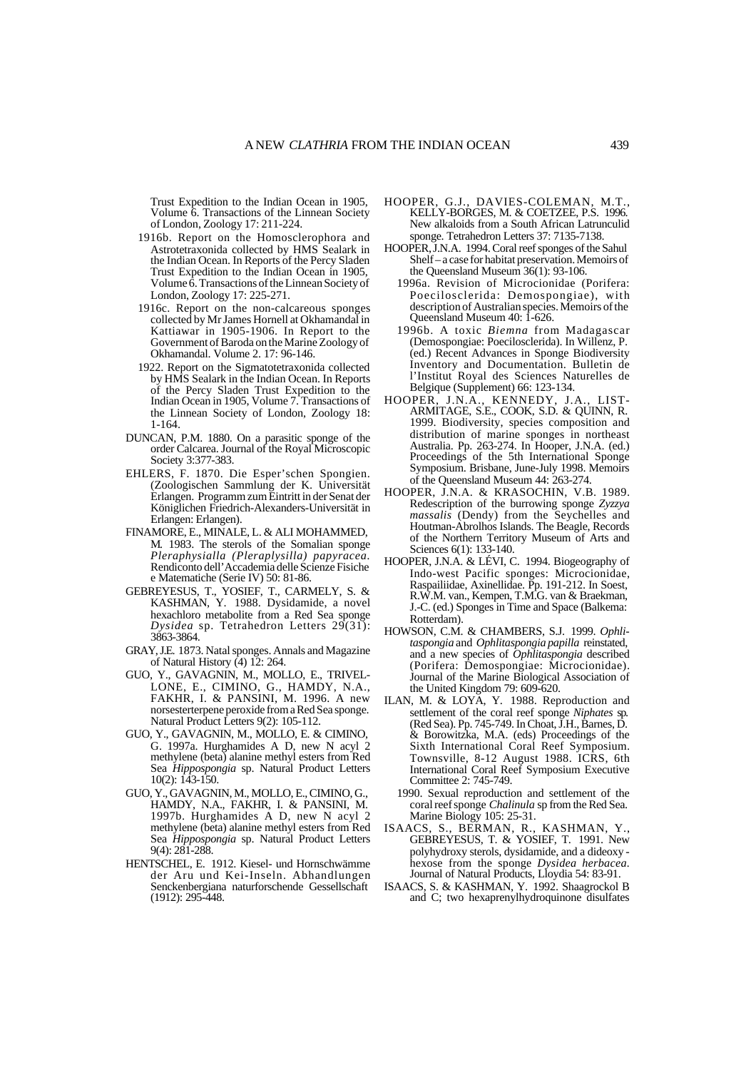Trust Expedition to the Indian Ocean in 1905, Volume 6. Transactions of the Linnean Society of London, Zoology 17: 211-224.

1916b. Report on the Homosclerophora and Astrotetraxonida collected by HMS Sealark in the Indian Ocean. In Reports of the Percy Sladen Trust Expedition to the Indian Ocean in 1905, Volume 6. Transactions of the Linnean Society of London, Zoology 17: 225-271.

1916c. Report on the non-calcareous sponges collected by Mr James Hornell at Okhamandal in Kattiawar in 1905-1906. In Report to the Government of Baroda on the Marine Zoology of Okhamandal. Volume 2. 17: 96-146.

1922. Report on the Sigmatotetraxonida collected by HMS Sealark in the Indian Ocean. In Reports of the Percy Sladen Trust Expedition to the Indian Ocean in 1905, Volume 7. Transactions of the Linnean Society of London, Zoology 18: 1-164.

DUNCAN, P.M. 1880. On a parasitic sponge of the order Calcarea. Journal of the Royal Microscopic Society 3:377-383.

EHLERS, F. 1870. Die Esper'schen Spongien. (Zoologischen Sammlung der K. Universität Erlangen. Programm zum Eintritt in der Senat der Königlichen Friedrich-Alexanders-Universität in Erlangen: Erlangen).

FINAMORE, E., MINALE, L. & ALI MOHAMMED, M. 1983. The sterols of the Somalian sponge *Pleraphysialla (Pleraplysilla) papyracea*. Rendiconto dell'Accademia delle Scienze Fisiche e Matematiche (Serie IV) 50: 81-86.

GEBREYESUS, T., YOSIEF, T., CARMELY, S. & KASHMAN, Y. 1988. Dysidamide, a novel hexachloro metabolite from a Red Sea sponge *Dysidea* sp. Tetrahedron Letters 29(31): 3863-3864.

GRAY, J.E. 1873. Natal sponges. Annals and Magazine of Natural History (4) 12: 264.

GUO, Y., GAVAGNIN, M., MOLLO, E., TRIVELLONE, E., CIMINO, G., HAMDY, N.A., FAKHR, I. & PANSINI, M. 1996. A new norsesterterpene peroxide from a Red Sea sponge. Natural Product Letters 9(2): 105-112.

GUO, Y., GAVAGNIN, M., MOLLO, E. & CIMINO, G. 1997a. Hurghamides A D, new N acyl 2 methylene (beta) alanine methyl esters from Red Sea *Hippospongia* sp. Natural Product Letters 10(2): 143-150.

GUO, Y., GAVAGNIN, M., MOLLO, E., CIMINO, G., HAMDY, N.A., FAKHR, I. & PANSINI, M. 1997b. Hurghamides A D, new N acyl 2 methylene (beta) alanine methyl esters from Red Sea *Hippospongia* sp. Natural Product Letters 9(4): 281-288.

HENTSCHEL, E. 1912. Kiesel- und Hornschwämme der Aru und Kei-Inseln. Abhandlungen Senckenbergiana naturforschende Gessellschaft (1912): 295-448.

HOOPER, G.J., DAVIES-COLEMAN, M.T., KELLY-BORGES, M. & COETZEE, P.S. 1996. New alkaloids from a South African Latrunculid sponge. Tetrahedron Letters 37: 7135-7138.

HOOPER, J.N.A. 1994. Coral reef sponges of the Sahul Shelf – a case for habitat preservation. Memoirs of the Queensland Museum 36(1): 93-106.

1996a. Revision of Microcionidae (Porifera: Poecilosclerida: Demospongiae), with description of Australian species. Memoirs of the Queensland Museum 40: 1-626.

1996b. A toxic *Biemna* from Madagascar (Demospongiae: Poecilosclerida). In Willenz, P. (ed.) Recent Advances in Sponge Biodiversity Inventory and Documentation. Bulletin de l'Institut Royal des Sciences Naturelles de Belgique (Supplement) 66: 123-134.

HOOPER, J.N.A., KENNEDY, J.A., LIST-ARMITAGE, S.E., COOK, S.D. & QUINN, R. 1999. Biodiversity, species composition and distribution of marine sponges in northeast Australia. Pp. 263-274. In Hooper, J.N.A. (ed.) Proceedings of the 5th International Sponge Symposium. Brisbane, June-July 1998. Memoirs of the Queensland Museum 44: 263-274.

HOOPER, J.N.A. & KRASOCHIN, V.B. 1989. Redescription of the burrowing sponge *Zyzzya massalis* (Dendy) from the Seychelles and Houtman-Abrolhos Islands. The Beagle, Records of the Northern Territory Museum of Arts and Sciences 6(1): 133-140.

HOOPER, J.N.A. & LÉVI, C. 1994. Biogeography of Indo-west Pacific sponges: Microcionidae, Raspailiidae, Axinellidae. Pp. 191-212. In Soest, R.W.M. van., Kempen, T.M.G. van & Braekman, J.-C. (ed.) Sponges in Time and Space (Balkema: Rotterdam).

HOWSON, C.M. & CHAMBERS, S.J. 1999. *Ophlitaspongia* and *Ophlitaspongia papilla* reinstated, and a new species of *Ophlitaspongia* described (Porifera: Demospongiae: Microcionidae). Journal of the Marine Biological Association of the United Kingdom 79: 609-620.

ILAN, M. & LOYA, Y. 1988. Reproduction and settlement of the coral reef sponge *Niphates* sp. (Red Sea). Pp. 745-749. In Choat, J.H., Barnes, D. & Borowitzka, M.A. (eds) Proceedings of the Sixth International Coral Reef Symposium. Townsville, 8-12 August 1988. ICRS, 6th International Coral Reef Symposium Executive Committee 2: 745-749.

1990. Sexual reproduction and settlement of the coral reef sponge *Chalinula* sp from the Red Sea. Marine Biology 105: 25-31.

ISAACS, S., BERMAN, R., KASHMAN, Y., GEBREYESUS, T. & YOSIEF, T. 1991. New polyhydroxy sterols, dysidamide, and a dideoxy - hexose from the sponge *Dysidea herbacea*. Journal of Natural Products, Lloydia 54: 83-91.

ISAACS, S. & KASHMAN, Y. 1992. Shaagrockol B and C; two hexaprenylhydroquinone disulfates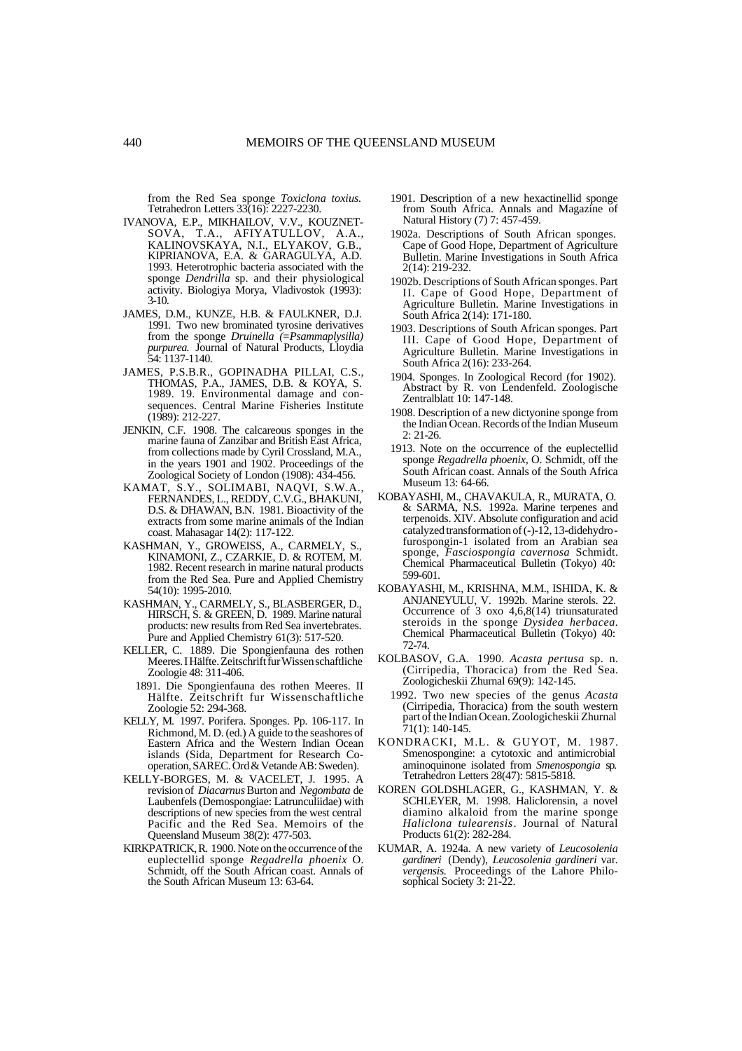from the Red Sea sponge *Toxiclona toxius*. Tetrahedron Letters 33(16): 2227-2230.

IVANOVA, E.P., MIKHAILOV, V.V., KOUZNETSOVA, T.A., AFIYATULLOV, A.A., KALINOVSKAYA, N.I., ELYAKOV, G.B., KIPRIANOVA, E.A. & GARAGULYA, A.D. 1993. Heterotrophic bacteria associated with the sponge *Dendrilla* sp. and their physiological activity. Biologiya Morya, Vladivostok (1993): 3-10.

JAMES, D.M., KUNZE, H.B. & FAULKNER, D.J. 1991. Two new brominated tyrosine derivatives from the sponge *Druinella (=Psammaplysilla) purpurea*. Journal of Natural Products, Lloydia 54: 1137-1140.

JAMES, P.S.B.R., GOPINADHA PILLAI, C.S., THOMAS, P.A., JAMES, D.B. & KOYA, S. 1989. 19. Environmental damage and consequences. Central Marine Fisheries Institute (1989): 212-227.

JENKIN, C.F. 1908. The calcareous sponges in the marine fauna of Zanzibar and British East Africa, from collections made by Cyril Crossland, M.A., in the years 1901 and 1902. Proceedings of the Zoological Society of London (1908): 434-456.

KAMAT, S.Y., SOLIMABI, NAQVI, S.W.A., FERNANDES, L., REDDY, C.V.G., BHAKUNI, D.S. & DHAWAN, B.N. 1981. Bioactivity of the extracts from some marine animals of the Indian coast. Mahasagar 14(2): 117-122.

KASHMAN, Y., GROWEISS, A., CARMELY, S., KINAMONI, Z., CZARKIE, D. & ROTEM, M. 1982. Recent research in marine natural products from the Red Sea. Pure and Applied Chemistry 54(10): 1995-2010.

KASHMAN, Y., CARMELY, S., BLASBERGER, D., HIRSCH, S. & GREEN, D. 1989. Marine natural products: new results from Red Sea invertebrates. Pure and Applied Chemistry 61(3): 517-520.

KELLER, C. 1889. Die Spongienfauna des rothen Meeres. I Hälfte. Zeitschrift fur Wissenschaftliche Zoologie 48: 311-406.

1891. Die Spongienfauna des rothen Meeres. II Hälfte. Zeitschrift fur Wissenschaftliche Zoologie 52: 294-368.

KELLY, M. 1997. Porifera. Sponges. Pp. 106-117. In Richmond, M. D. (ed.) A guide to the seashores of Eastern Africa and the Western Indian Ocean islands (Sida, Department for Research Cooperation, SAREC. Ord & Vetande AB: Sweden).

KELLY-BORGES, M. & VACELET, J. 1995. A revision of *Diacarnus* Burton and *Negombata* de Laubenfels (Demospongiae: Latrunculiidae) with descriptions of new species from the west central Pacific and the Red Sea. Memoirs of the Queensland Museum 38(2): 477-503.

KIRKPATRICK, R. 1900. Note on the occurrence of the euplectellid sponge *Regadrella phoenix* O. Schmidt, off the South African coast. Annals of the South African Museum 13: 63-64.

1901. Description of a new hexactinellid sponge from South Africa. Annals and Magazine of Natural History (7) 7: 457-459.

1902a. Descriptions of South African sponges. Cape of Good Hope, Department of Agriculture Bulletin. Marine Investigations in South Africa 2(14): 219-232.

1902b. Descriptions of South African sponges. Part II. Cape of Good Hope, Department of Agriculture Bulletin. Marine Investigations in South Africa 2(14): 171-180.

1903. Descriptions of South African sponges. Part III. Cape of Good Hope, Department of Agriculture Bulletin. Marine Investigations in South Africa 2(16): 233-264.

1904. Sponges. In Zoological Record (for 1902). Abstract by R. von Lendenfeld. Zoologische Zentralblatt 10: 147-148.

1908. Description of a new dictyonine sponge from the Indian Ocean. Records of the Indian Museum 2: 21-26.

1913. Note on the occurrence of the euplectellid sponge *Regadrella phoenix*, O. Schmidt, off the South African coast. Annals of the South African Museum 13: 64-66.

KOBAYASHI, M., CHAVAKULA, R., MURATA, O. & SARMA, N.S. 1992a. Marine terpenes and terpenoids. XIV. Absolute configuration and acid catalyzed transformation of (-)-12, 13-didehydrofurospongin-1 isolated from an Arabian sea sponge, *Fasciospongia cavernosa* Schmidt. Chemical Pharmaceutical Bulletin (Tokyo) 40: 599-601.

KOBAYASHI, M., KRISHNA, M.M., ISHIDA, K. & ANJANEYULU, V. 1992b. Marine sterols. 22. Occurrence of 3 oxo 4,6,8(14) triunsaturated steroids in the sponge *Dysidea herbacea*. Chemical Pharmaceutical Bulletin (Tokyo) 40: 72-74.

KOLBASOV, G.A. 1990. *Acasta pertusa* sp. n. (Cirripedia, Thoracica) from the Red Sea. Zoologicheskii Zhurnal 69(9): 142-145.

1992. Two new species of the genus *Acasta* (Cirripedia, Thoracica) from the south western part of the Indian Ocean. Zoologicheskii Zhurnal 71(1): 140-145.

KONDRACKI, M.L. & GUYOT, M. 1987. Smenospongine: a cytotoxic and antimicrobial aminoquinone isolated from *Smenospongia* sp. Tetrahedron Letters 28(47): 5815-5818.

KOREN GOLDSHLAGER, G., KASHMAN, Y. & SCHLEYER, M. 1998. Haliclorensin, a novel diamino alkaloid from the marine sponge *Haliclona tulearensis*. Journal of Natural Products 61(2): 282-284.

KUMAR, A. 1924a. A new variety of *Leucosolenia gardineri* (Dendy), *Leucosolenia gardineri* var. *vergensis*. Proceedings of the Lahore Philosophical Society 3: 21-22.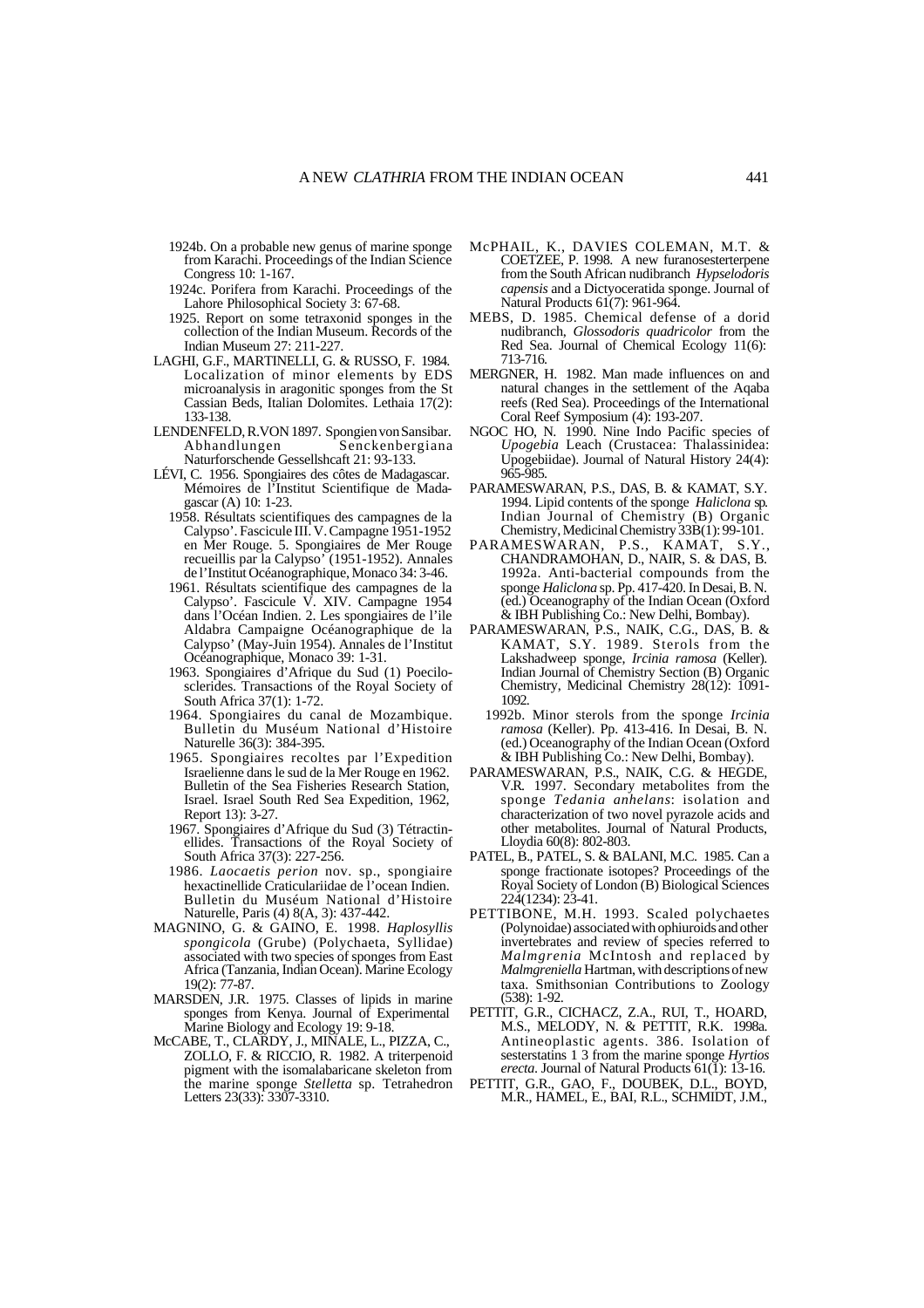1924b. On a probable new genus of marine sponge from Karachi. Proceedings of the Indian Science Congress 10: 1-167.

1924c. Porifera from Karachi. Proceedings of the Lahore Philosophical Society 3: 67-68.

1925. Report on some tetraxonid sponges in the collection of the Indian Museum. Records of the Indian Museum 27: 211-227.

LAGHI, G.F., MARTINELLI, G. & RUSSO, F. 1984. Localization of minor elements by EDS microanalysis in aragonitic sponges from the St Cassian Beds, Italian Dolomites. Lethaia 17(2): 133-138.

LENDENFELD, R. VON 1897. Spongien von Sansibar. Abhandlungen Senckenbergiana Naturforschende Gesselshcaft 21: 93-133.

LÉVI, C. 1956. Spongiaires des côtes de Madagascar. Mémoires de l'Institut Scientifique de Madagascar (A) 10: 1-23.

1958. Résultats scientifiques des campagnes de la Calypso'. Fascicule III. V. Campagne 1951-1952 en Mer Rouge. 5. Spongiaires de Mer Rouge recueillis par la Calypso' (1951-1952). Annales de l'Institut Océanographique, Monaco 34: 3-46.

1961. Résultats scientifique des campagnes de la Calypso'. Fascicule V. XIV. Campagne 1954 dans l'Océan Indien. 2. Les spongiaires de l'ile Aldabra Campaigne Océanographique de la Calypso' (May-Juin 1954). Annales de l'Institut Océanographique, Monaco 39: 1-31.

1963. Spongiaires d'Afrique du Sud (1) Poecilosclerides. Transactions of the Royal Society of South Africa 37(1): 1-72.

1964. Spongiaires du canal de Mozambique. Bulletin du Muséum National d'Histoire Naturelle 36(3): 384-395.

1965. Spongiaires recoltes par l'Expedition Israelienne dans le sud de la Mer Rouge en 1962. Bulletin of the Sea Fisheries Research Station, Israel. Israel South Red Sea Expedition, 1962, Report 13): 3-27.

1967. Spongiaires d'Afrique du Sud (3) Tétractinellides. Transactions of the Royal Society of South Africa 37(3): 227-256.

1986. *Laocaetis perion* nov. sp., spongiaire hexactinellide Craticulariidae de l'ocean Indien. Bulletin du Muséum National d'Histoire Naturelle, Paris (4) 8(A, 3): 437-442.

MAGNINO, G. & GAINO, E. 1998. *Haplosyllis spongicola* (Grube) (Polychaeta, Syllidae) associated with two species of sponges from East Africa (Tanzania, Indian Ocean). Marine Ecology 19(2): 77-87.

MARSDEN, J.R. 1975. Classes of lipids in marine sponges from Kenya. Journal of Experimental Marine Biology and Ecology 19: 9-18.

McCABE, T., CLARDY, J., MINALE, L., PIZZA, C., ZOLLO, F. & RICCIO, R. 1982. A triterpenoid pigment with the isomalabaricane skeleton from the marine sponge *Stelletta* sp. Tetrahedron Letters 23(33): 3307-3310.

McPHAIL, K., DAVIES COLEMAN, M.T. & COETZEE, P. 1998. A new furanosesterterpene from the South African nudibranch *Hypselodoris capensis* and a Dictyoceratida sponge. Journal of Natural Products 61(7): 961-964.

MEBS, D. 1985. Chemical defense of a dorid nudibranch, *Glossodoris quadricolor* from the Red Sea. Journal of Chemical Ecology 11(6): 713-716.

MERGNER, H. 1982. Man made influences on and natural changes in the settlement of the Aqaba reefs (Red Sea). Proceedings of the International Coral Reef Symposium (4): 193-207.

NGOC HO, N. 1990. Nine Indo Pacific species of *Upogebia* Leach (Crustacea: Thalassinidea: Upogebiidae). Journal of Natural History 24(4): 965-985.

PARAMESWARAN, P.S., DAS, B. & KAMAT, S.Y. 1994. Lipid contents of the sponge *Haliclona* sp. Indian Journal of Chemistry (B) Organic Chemistry, Medicinal Chemistry 33B(1): 99-101.

PARAMESWARAN, P.S., KAMAT, S.Y., CHANDRAMOHAN, D., NAIR, S. & DAS, B. 1992a. Anti-bacterial compounds from the sponge *Haliclona* sp. Pp. 417-420. In Desai, B. N. (ed.) Oceanography of the Indian Ocean (Oxford & IBH Publishing Co.: New Delhi, Bombay).

PARAMESWARAN, P.S., NAIK, C.G., DAS, B. & KAMAT, S.Y. 1989. Sterols from the Lakshadweep sponge, *Ircinia ramosa* (Keller). Indian Journal of Chemistry Section (B) Organic Chemistry, Medicinal Chemistry 28(12): 1091-1092.

1992b. Minor sterols from the sponge *Ircinia ramosa* (Keller). Pp. 413-416. In Desai, B. N. (ed.) Oceanography of the Indian Ocean (Oxford & IBH Publishing Co.: New Delhi, Bombay).

PARAMESWARAN, P.S., NAIK, C.G. & HEGDE, V.R. 1997. Secondary metabolites from the sponge *Tedania anhelans*: isolation and characterization of two novel pyrazole acids and other metabolites. Journal of Natural Products, Lloydia 60(8): 802-803.

PATEL, B., PATEL, S. & BALANI, M.C. 1985. Can a sponge fractionate isotopes? Proceedings of the Royal Society of London (B) Biological Sciences 224(1234): 23-41.

PETTIBONE, M.H. 1993. Scaled polychaetes (Polynoidae) associated with ophiuroids and other invertebrates and review of species referred to *Malmgrenia* McIntosh and replaced by *Malmgreniella* Hartman, with descriptions of new taxa. Smithsonian Contributions to Zoology (538): 1-92.

PETTIT, G.R., CICHACZ, Z.A., RUI, T., HOARD, M.S., MELODY, N. & PETTIT, R.K. 1998a. Antineoplastic agents. 386. Isolation of sesterstatins 1 3 from the marine sponge *Hyrtios erecta*. Journal of Natural Products 61(1): 13-16.

PETTIT, G.R., GAO, F., DOUBEK, D.L., BOYD, M.R., HAMEL, E., BAI, R.L., SCHMIDT, J.M.,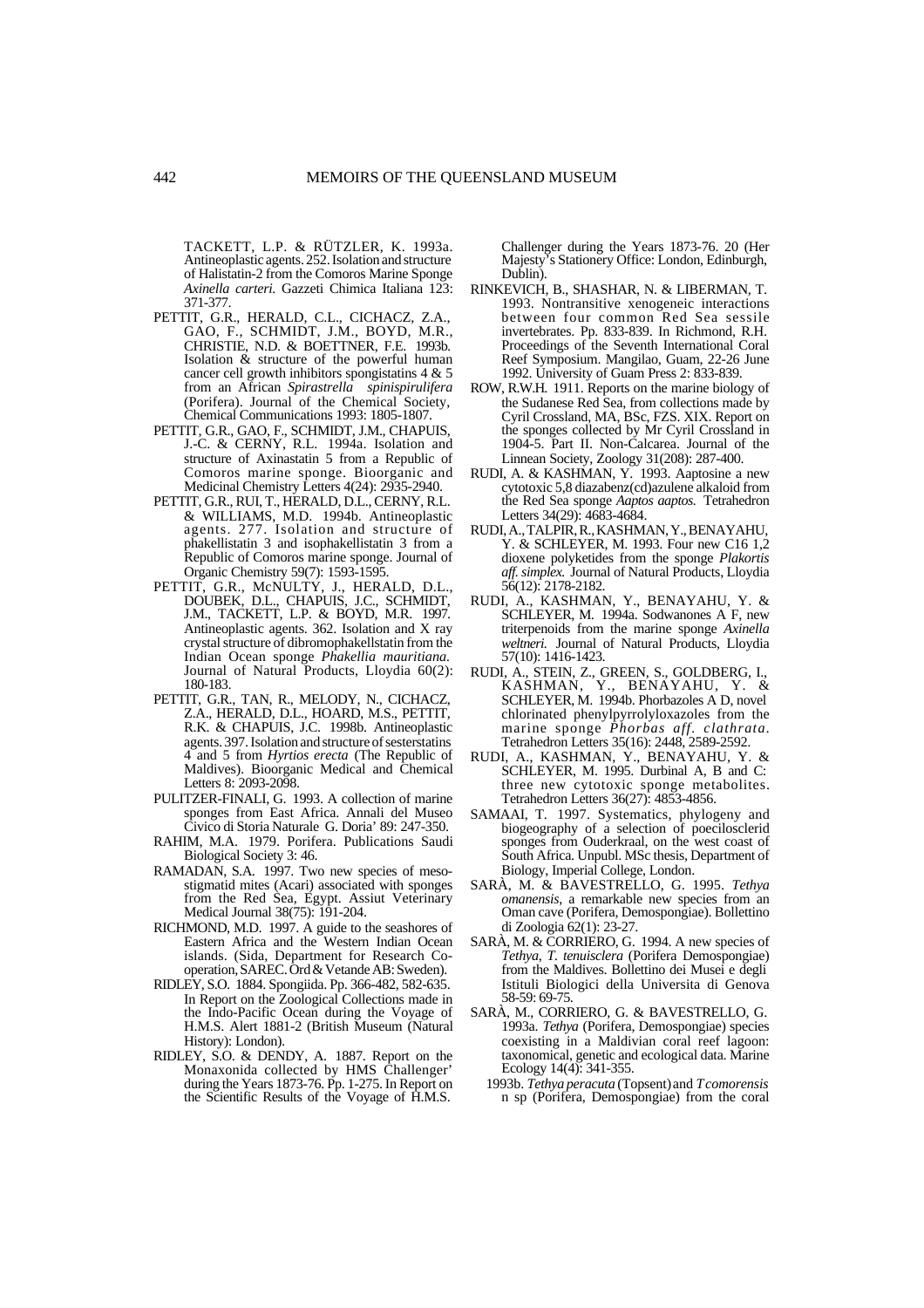TACKETT, L.P. & RÜTZLER, K. 1993a. Antineoplastic agents. 252. Isolation and structure of Halistatin-2 from the Comoros Marine Sponge *Axinella carteri.* Gazzeti Chimica Italiana 123: 371-377.

PETTIT, G.R., HERALD, C.L., CICHACZ, Z.A., GAO, F., SCHMIDT, J.M., BOYD, M.R., CHRISTIE, N.D. & BOETTNER, F.E. 1993b. Isolation & structure of the powerful human cancer cell growth inhibitors spongistatins 4 & 5 from an African *Spirastrella spinispirulifera* (Porifera). Journal of the Chemical Society, Chemical Communications 1993: 1805-1807.

PETTIT, G.R., GAO, F., SCHMIDT, J.M., CHAPUIS, J.-C. & CERNY, R.L. 1994a. Isolation and structure of Axinastatin 5 from a Republic of Comoros marine sponge. Bioorganic and Medicinal Chemistry Letters 4(24): 2935-2940.

PETTIT, G.R., RUI, T., HERALD, D.L., CERNY, R.L. & WILLIAMS, M.D. 1994b. Antineoplastic agents. 277. Isolation and structure of phakellistatin 3 and isophakellistatin 3 from a Republic of Comoros marine sponge. Journal of Organic Chemistry 59(7): 1593-1595.

PETTIT, G.R., McNULTY, J., HERALD, D.L., DOUBEK, D.L., CHAPUIS, J.C., SCHMIDT, J.M., TACKETT, L.P. & BOYD, M.R. 1997. Antineoplastic agents. 362. Isolation and X ray crystal structure of dibromophakellstatin from the Indian Ocean sponge *Phakellia mauritiana.* Journal of Natural Products, Lloydia 60(2): 180-183.

PETTIT, G.R., TAN, R., MELODY, N., CICHACZ, Z.A., HERALD, D.L., HOARD, M.S., PETTIT, R.K. & CHAPUIS, J.C. 1998b. Antineoplastic agents. 397. Isolation and structure of sesterstatins 4 and 5 from *Hyrtios erecta* (The Republic of Maldives). Bioorganic Medical and Chemical Letters 8: 2093-2098.

PULITZER-FINALI, G. 1993. A collection of marine sponges from East Africa. Annali del Museo Civico di Storia Naturale G. Doria' 89: 247-350.

RAHIM, M.A. 1979. Porifera. Publications Saudi Biological Society 3: 46.

RAMADAN, S.A. 1997. Two new species of meso-stigmatid mites (Acari) associated with sponges from the Red Sea, Egypt. Assiut Veterinary Medical Journal 38(75): 191-204.

RICHMOND, M.D. 1997. A guide to the seashores of Eastern Africa and the Western Indian Ocean islands. (Sida, Department for Research Co-operation, SAREC. Ord & Vetande AB: Sweden).

RIDLEY, S.O. 1884. Spongiida. Pp. 366-482, 582-635. In Report on the Zoological Collections made in the Indo-Pacific Ocean during the Voyage of H.M.S. Alert 1881-2 (British Museum (Natural History): London).

RIDLEY, S.O. & DENDY, A. 1887. Report on the Monaxonida collected by HMS Challenger' during the Years 1873-76. Pp. 1-275. In Report on the Scientific Results of the Voyage of H.M.S. Challenger during the Years 1873-76. 20 (Her Majesty's Stationery Office: London, Edinburgh, Dublin).

RINKEVICH, B., SHASHAR, N. & LIBERMAN, T. 1993. Nontransitive xenogeneic interactions between four common Red Sea sessile invertebrates. Pp. 833-839. In Richmond, R.H. Proceedings of the Seventh International Coral Reef Symposium. Mangilao, Guam, 22-26 June 1992. University of Guam Press 2: 833-839.

ROW, R.W.H. 1911. Reports on the marine biology of the Sudanese Red Sea, from collections made by Cyril Crossland, MA, BSc, FZS. XIX. Report on the sponges collected by Mr Cyril Crossland in 1904-5. Part II. Non-Calcarea. Journal of the Linnean Society, Zoology 31(208): 287-400.

RUDI, A. & KASHMAN, Y. 1993. Aaptosine a new cytotoxic 5,8 diazabenz(cd)azulene alkaloid from the Red Sea sponge *Aaptos aaptos.* Tetrahedron Letters 34(29): 4683-4684.

RUDI, A., TALPIR, R., KASHMAN, Y., BENAYAHU, Y. & SCHLEYER, M. 1993. Four new C16 1,2 dioxene polyketides from the sponge *Plakortis aff. simplex.* Journal of Natural Products, Lloydia 56(12): 2178-2182.

RUDI, A., KASHMAN, Y., BENAYAHU, Y. & SCHLEYER, M. 1994a. Sodwanones A F, new triterpenoids from the marine sponge *Axinella weltneri.* Journal of Natural Products, Lloydia 57(10): 1416-1423.

RUDI, A., STEIN, Z., GREEN, S., GOLDBERG, I., KASHMAN, Y., BENAYAHU, Y. & SCHLEYER, M. 1994b. Phorbazoles A D, novel chlorinated phenylpyrrolyloxazoles from the marine sponge *Phorbas aff. clathrata.* Tetrahedron Letters 35(16): 2448, 2589-2592.

RUDI, A., KASHMAN, Y., BENAYAHU, Y. & SCHLEYER, M. 1995. Durbinal A, B and C: three new cytotoxic sponge metabolites. Tetrahedron Letters 36(27): 4853-4856.

SAMAAI, T. 1997. Systematics, phylogeny and biogeography of a selection of poecilosclerid sponges from Ouderkraal, on the west coast of South Africa. Unpubl. MSc thesis, Department of Biology, Imperial College, London.

SARÀ, M. & BAVESTRELLO, G. 1995. *Tethya omanensis,* a remarkable new species from an Oman cave (Porifera, Demospongiae). Bollettino di Zoologia 62(1): 23-27.

SARÀ, M. & CORRIERO, G. 1994. A new species of *Tethya, T. tenuisclera* (Porifera Demospongiae) from the Maldives. Bollettino dei Musei e degli Istituli Biologici della Universita di Genova 58-59: 69-75.

SARÀ, M., CORRIERO, G. & BAVESTRELLO, G. 1993a. *Tethya* (Porifera, Demospongiae) species coexisting in a Maldivian coral reef lagoon: taxonomical, genetic and ecological data. Marine Ecology 14(4): 341-355.

1993b. *Tethya peracuta* (Topsent) and *T comorensis* n sp (Porifera, Demospongiae) from the coral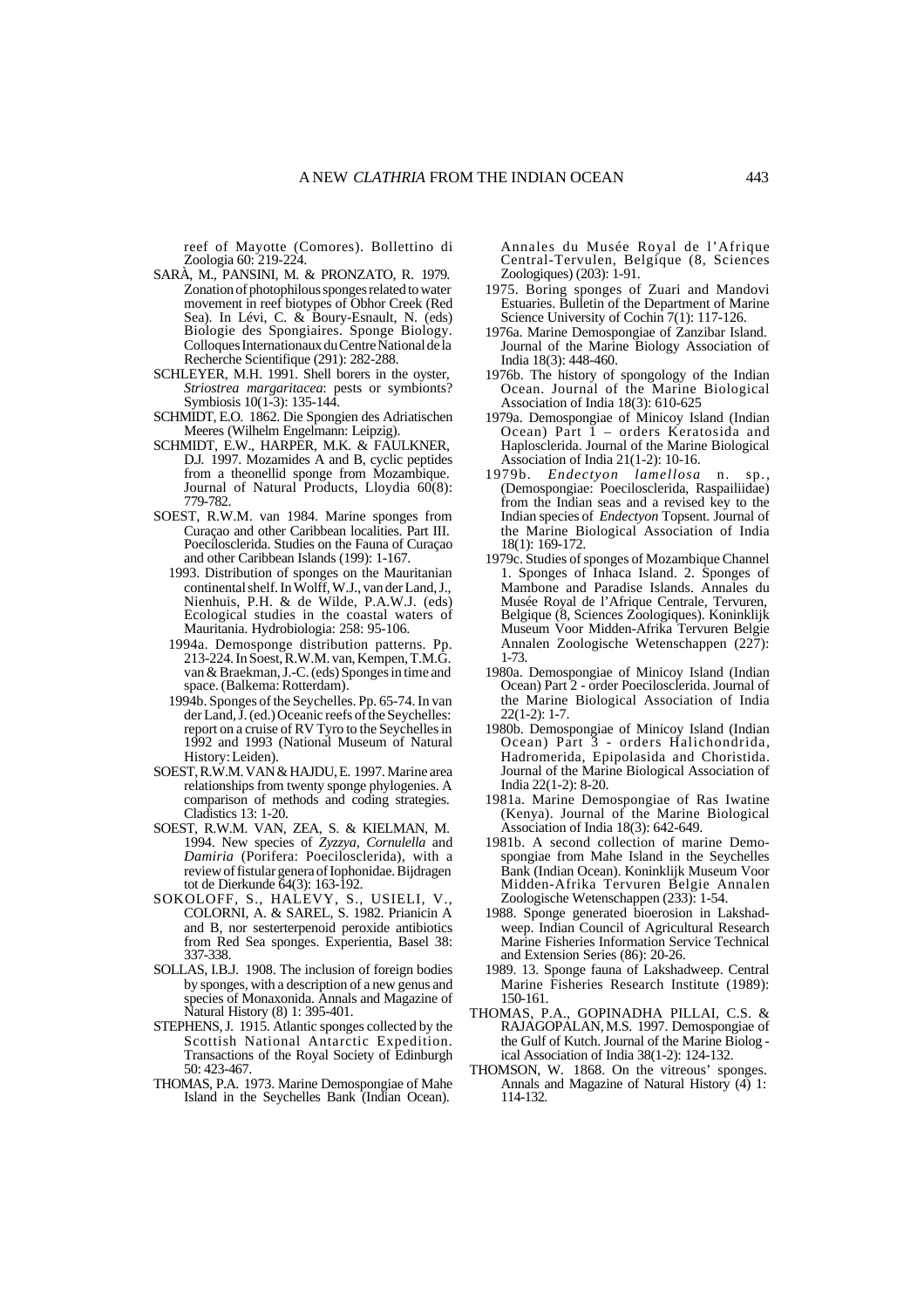reef of Mayotte (Comores). Bollettino di Zoologia 60: 219-224.

SARÀ, M., PANSINI, M. & PRONZATO, R. 1979. Zonation of photophilous sponges related to water movement in reef biotypes of Obhor Creek (Red Sea). In Lévi, C. & Boury-Esnault, N. (eds) Biologie des Spongiaires. Sponge Biology. Colloques Internationaux du Centre National de la Recherche Scientifique (291): 282-288.

SCHLEYER, M.H. 1991. Shell borers in the oyster, *Striostrea margaritacea*: pests or symbionts? Symbiosis 10(1-3): 135-144.

SCHMIDT, E.O. 1862. Die Spongien des Adriatischen Meeres (Wilhelm Engelmann: Leipzig).

SCHMIDT, E.W., HARPER, M.K. & FAULKNER, D.J. 1997. Mozamides A and B, cyclic peptides from a theonellid sponge from Mozambique. Journal of Natural Products, Lloydia 60(8): 779-782.

SOEST, R.W.M. van 1984. Marine sponges from Curaçao and other Caribbean localities. Part III. Poecilosclerida. Studies on the Fauna of Curaçao and other Caribbean Islands (199): 1-167.

1993. Distribution of sponges on the Mauritanian continental shelf. In Wolff, W.J., van der Land, J., Nienhuis, P.H. & de Wilde, P.A.W.J. (eds) Ecological studies in the coastal waters of Mauritania. Hydrobiologia: 258: 95-106.

1994a. Demosponge distribution patterns. Pp. 213-224. In Soest, R.W.M. van, Kempen, T.M.G. van & Braekman, J.-C. (eds) Sponges in time and space. (Balkema: Rotterdam).

1994b. Sponges of the Seychelles. Pp. 65-74. In van der Land, J. (ed.) Oceanic reefs of the Seychelles: report on a cruise of RV Tyro to the Seychelles in 1992 and 1993 (National Museum of Natural History: Leiden).

SOEST, R.W.M. VAN & HAJDU, E. 1997. Marine area relationships from twenty sponge phylogenies. A comparison of methods and coding strategies. Cladistics 13: 1-20.

SOEST, R.W.M. VAN, ZEA, S. & KIELMAN, M. 1994. New species of *Zyzzya*, *Cornulella* and *Damiria* (Porifera: Poecilosclerida), with a review of fistular genera of Iophonidae. Bijdragen tot de Dierkunde 64(3): 163-192.

SOKOLOFF, S., HALEVY, S., USIELI, V., COLORNI, A. & SAREL, S. 1982. Prianicin A and B, nor sesterterpenoid peroxide antibiotics from Red Sea sponges. Experientia, Basel 38: 337-338.

SOLLAS, I.B.J. 1908. The inclusion of foreign bodies by sponges, with a description of a new genus and species of Monaxonida. Annals and Magazine of Natural History (8) 1: 395-401.

STEPHENS, J. 1915. Atlantic sponges collected by the Scottish National Antarctic Expedition. Transactions of the Royal Society of Edinburgh 50: 423-467.

THOMAS, P.A. 1973. Marine Demospongiae of Mahe Island in the Seychelles Bank (Indian Ocean). Annales du Musée Royal de l'Afrique Central-Tervulen, Belgique (8, Sciences Zoologiques) (203): 1-91.

1975. Boring sponges of Zuari and Mandovi Estuaries. Bulletin of the Department of Marine Science University of Cochin 7(1): 117-126.

1976a. Marine Demospongiae of Zanzibar Island. Journal of the Marine Biology Association of India 18(3): 448-460.

1976b. The history of spongology of the Indian Ocean. Journal of the Marine Biological Association of India 18(3): 610-625

1979a. Demospongiae of Minicoy Island (Indian Ocean) Part 1 – orders Keratosida and Haplosclerida. Journal of the Marine Biological Association of India 21(1-2): 10-16.

1979b. *Endectyon lamellosa* n. sp., (Demospongiae: Poecilosclerida, Raspailiidae) from the Indian seas and a revised key to the Indian species of *Endectyon* Topsent. Journal of the Marine Biological Association of India 18(1): 169-172.

1979c. Studies of sponges of Mozambique Channel 1. Sponges of Inhaca Island. 2. Sponges of Mambone and Paradise Islands. Annales du Musée Royal de l'Afrique Centrale, Tervuren, Belgique (8, Sciences Zoologiques). Koninklijk Museum Voor Midden-Afrika Tervuren Belgie Annalen Zoologische Wetenschappen (227): 1-73.

1980a. Demospongiae of Minicoy Island (Indian Ocean) Part 2 - order Poecilosclerida. Journal of the Marine Biological Association of India 22(1-2): 1-7.

1980b. Demospongiae of Minicoy Island (Indian Ocean) Part 3 - orders Halichondrida, Hadromerida, Epipolasida and Choristida. Journal of the Marine Biological Association of India 22(1-2): 8-20.

1981a. Marine Demospongiae of Ras Iwatine (Kenya). Journal of the Marine Biological Association of India 18(3): 642-649.

1981b. A second collection of marine Demospongiae from Mahe Island in the Seychelles Bank (Indian Ocean). Koninklijk Museum Voor Midden-Afrika Tervuren Belgie Annalen Zoologische Wetenschappen (233): 1-54.

1988. Sponge generated bioerosion in Lakshadweep. Indian Council of Agricultural Research Marine Fisheries Information Service Technical and Extension Series (86): 20-26.

1989. 13. Sponge fauna of Lakshadweep. Central Marine Fisheries Research Institute (1989): 150-161.

THOMAS, P.A., GOPINADHA PILLAI, C.S. & RAJAGOPALAN, M.S. 1997. Demospongiae of the Gulf of Kutch. Journal of the Marine Biological Association of India 38(1-2): 124-132.

THOMSON, W. 1868. On the vitreous' sponges. Annals and Magazine of Natural History (4) 1: 114-132.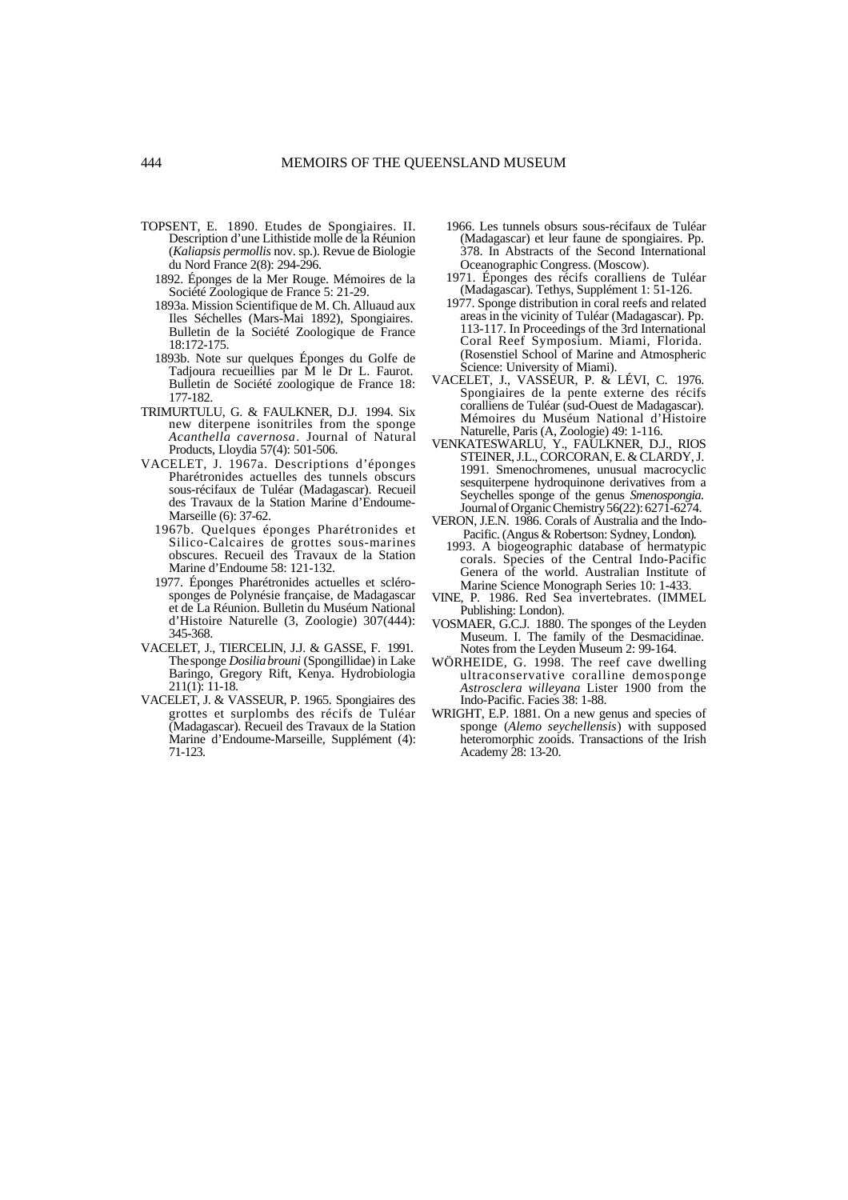TOPSENT, E. 1890. Etudes de Spongiaires. II. Description d'une Lithistide molle de la Réunion (*Kaliapsis permollis* nov. sp.). Revue de Biologie du Nord France 2(8): 294-296.

1892. Éponges de la Mer Rouge. Mémoires de la Société Zoologique de France 5: 21-29.

1893a. Mission Scientifique de M. Ch. Alluaud aux Iles Séchelles (Mars-Mai 1892), Spongiaires. Bulletin de la Société Zoologique de France 18:172-175.

1893b. Note sur quelques Éponges du Golfe de Tadjoura recueillies par M le Dr L. Faurot. Bulletin de Société zoologique de France 18: 177-182.

TRIMURTULU, G. & FAULKNER, D.J. 1994. Six new diterpene isonitriles from the sponge *Acanthella cavernosa*. Journal of Natural Products, Lloydia 57(4): 501-506.

VACELET, J. 1967a. Descriptions d'éponges Pharétronides actuelles des tunnels obscurs sous-récifaux de Tuléar (Madagascar). Recueil des Travaux de la Station Marine d'Endoume-Marseille (6): 37-62.

1967b. Quelques éponges Pharétronides et Silico-Calcaires de grottes sous-marines obscures. Recueil des Travaux de la Station Marine d'Endoume 58: 121-132.

1977. Éponges Pharétronides actuelles et sclérosponges de Polynésie française, de Madagascar et de La Réunion. Bulletin du Muséum National d'Histoire Naturelle (3, Zoologie) 307(444): 345-368.

VACELET, J., TIERCELIN, J.J. & GASSE, F. 1991. The sponge *Dosilia brouni* (Spongillidae) in Lake Baringo, Gregory Rift, Kenya. Hydrobiologia 211(1): 11-18.

VACELET, J. & VASSEUR, P. 1965. Spongiaires des grottes et surplombs des récifs de Tuléar (Madagascar). Recueil des Travaux de la Station Marine d'Endoume-Marseille, Supplément (4): 71-123.

1966. Les tunnels obsurs sous-récifaux de Tuléar (Madagascar) et leur faune de spongiaires. Pp. 378. In Abstracts of the Second International Oceanographic Congress. (Moscow).

1971. Éponges des récifs coralliens de Tuléar (Madagascar). Tethys, Supplément 1: 51-126.

1977. Sponge distribution in coral reefs and related areas in the vicinity of Tuléar (Madagascar). Pp. 113-117. In Proceedings of the 3rd International Coral Reef Symposium. Miami, Florida. (Rosenstiel School of Marine and Atmospheric Science: University of Miami).

VACELET, J., VASSEUR, P. & LÉVI, C. 1976. Spongiaires de la pente externe des récifs coralliens de Tuléar (sud-Ouest de Madagascar). Mémoires du Muséum National d'Histoire Naturelle, Paris (A, Zoologie) 49: 1-116.

VENKATESWARLU, Y., FAULKNER, D.J., RIOS STEINER, J.L., CORCORAN, E. & CLARDY, J. 1991. Smenochromenes, unusual macrocyclic sesquiterpene hydroquinone derivatives from a Seychelles sponge of the genus *Smenospongia*. Journal of Organic Chemistry 56(22): 6271-6274.

VERON, J.E.N. 1986. Corals of Australia and the Indo-Pacific. (Angus & Robertson: Sydney, London).

1993. A biogeographic database of hermatypic corals. Species of the Central Indo-Pacific Genera of the world. Australian Institute of Marine Science Monograph Series 10: 1-433.

VINE, P. 1986. Red Sea invertebrates. (IMMEL Publishing: London).

VOSMAER, G.C.J. 1880. The sponges of the Leyden Museum. I. The family of the Desmacidinae. Notes from the Leyden Museum 2: 99-164.

WÖRHEIDE, G. 1998. The reef cave dwelling ultraconservative coralline demosponge *Astrosclera willeyana* Lister 1900 from the Indo-Pacific. Facies 38: 1-88.

WRIGHT, E.P. 1881. On a new genus and species of sponge (*Alemo seychellensis*) with supposed heteromorphic zooids. Transactions of the Irish Academy 28: 13-20.